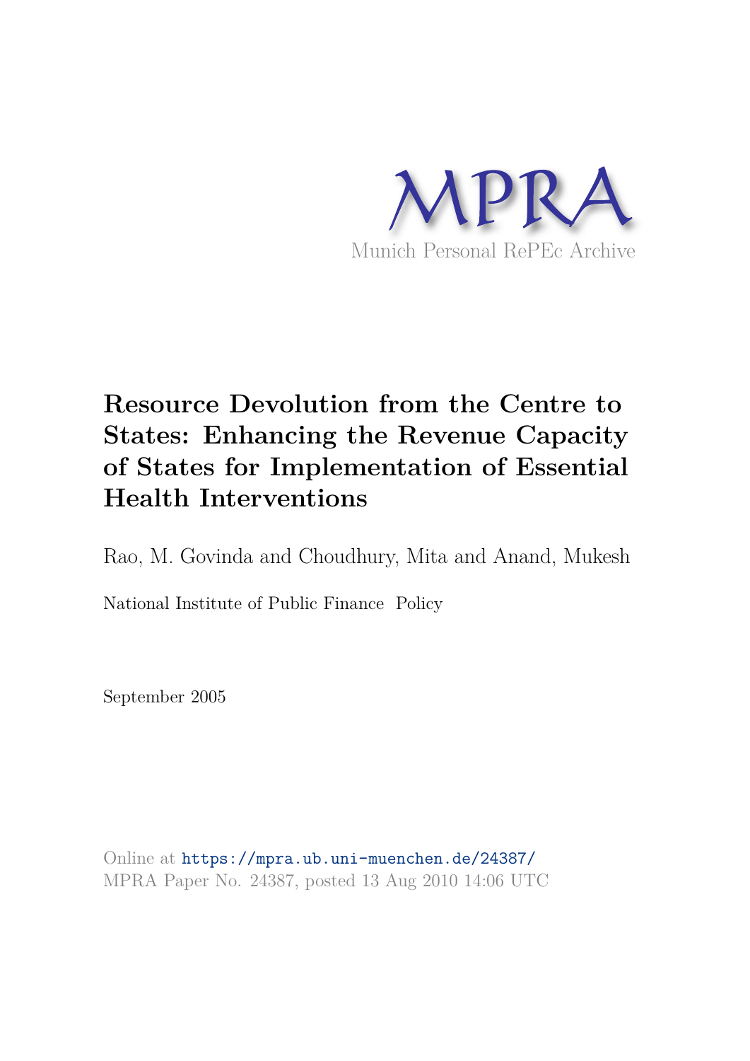MPRA

Munich Personal RePEc Archive

# Resource Devolution from the Centre to States: Enhancing the Revenue Capacity of States for Implementation of Essential Health Interventions

Rao, M. Govinda and Choudhury, Mita and Anand, Mukesh

National Institute of Public Finance Policy

September 2005

Online at https://mpra.ub.uni-muenchen.de/24387/
MPRA Paper No. 24387, posted 13 Aug 2010 14:06 UTC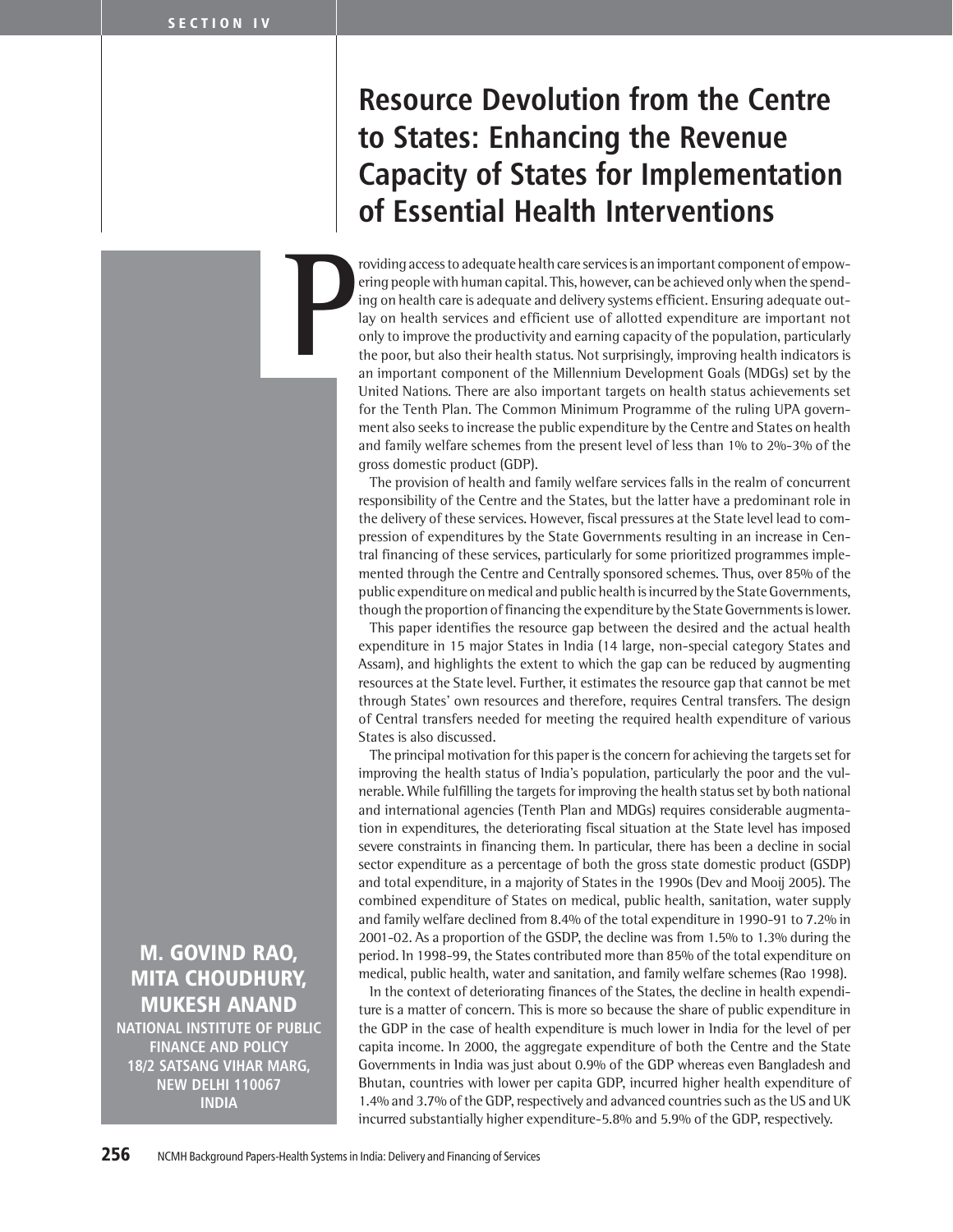# Resource Devolution from the Centre to States: Enhancing the Revenue Capacity of States for Implementation of Essential Health Interventions

**M. GOVIND RAO, MITA CHOUDHURY, MUKESH ANAND**

**NATIONAL INSTITUTE OF PUBLIC FINANCE AND POLICY**
**18/2 SATSANG VIHAR MARG, NEW DELHI 110067**
**INDIA**

Providing access to adequate health care services is an important component of empowering people with human capital. This, however, can be achieved only when the spending on health care is adequate and delivery systems efficient. Ensuring adequate outlay on health services and efficient use of allotted expenditure are important not only to improve the productivity and earning capacity of the population, particularly the poor, but also their health status. Not surprisingly, improving health indicators is an important component of the Millennium Development Goals (MDGs) set by the United Nations. There are also important targets on health status achievements set for the Tenth Plan. The Common Minimum Programme of the ruling UPA government also seeks to increase the public expenditure by the Centre and States on health and family welfare schemes from the present level of less than 1% to 2%-3% of the gross domestic product (GDP).

The provision of health and family welfare services falls in the realm of concurrent responsibility of the Centre and the States, but the latter have a predominant role in the delivery of these services. However, fiscal pressures at the State level lead to compression of expenditures by the State Governments resulting in an increase in Central financing of these services, particularly for some prioritized programmes implemented through the Centre and Centrally sponsored schemes. Thus, over 85% of the public expenditure on medical and public health is incurred by the State Governments, though the proportion of financing the expenditure by the State Governments is lower.

This paper identifies the resource gap between the desired and the actual health expenditure in 15 major States in India (14 large, non-special category States and Assam), and highlights the extent to which the gap can be reduced by augmenting resources at the State level. Further, it estimates the resource gap that cannot be met through States' own resources and therefore, requires Central transfers. The design of Central transfers needed for meeting the required health expenditure of various States is also discussed.

The principal motivation for this paper is the concern for achieving the targets set for improving the health status of India's population, particularly the poor and the vulnerable. While fulfilling the targets for improving the health status set by both national and international agencies (Tenth Plan and MDGs) requires considerable augmentation in expenditures, the deteriorating fiscal situation at the State level has imposed severe constraints in financing them. In particular, there has been a decline in social sector expenditure as a percentage of both the gross state domestic product (GSDP) and total expenditure, in a majority of States in the 1990s (Dev and Mooij 2005). The combined expenditure of States on medical, public health, sanitation, water supply and family welfare declined from 8.4% of the total expenditure in 1990-91 to 7.2% in 2001-02. As a proportion of the GSDP, the decline was from 1.5% to 1.3% during the period. In 1998-99, the States contributed more than 85% of the total expenditure on medical, public health, water and sanitation, and family welfare schemes (Rao 1998).

In the context of deteriorating finances of the States, the decline in health expenditure is a matter of concern. This is more so because the share of public expenditure in the GDP in the case of health expenditure is much lower in India for the level of per capita income. In 2000, the aggregate expenditure of both the Centre and the State Governments in India was just about 0.9% of the GDP whereas even Bangladesh and Bhutan, countries with lower per capita GDP, incurred higher health expenditure of 1.4% and 3.7% of the GDP, respectively and advanced countries such as the US and UK incurred substantially higher expenditure-5.8% and 5.9% of the GDP, respectively.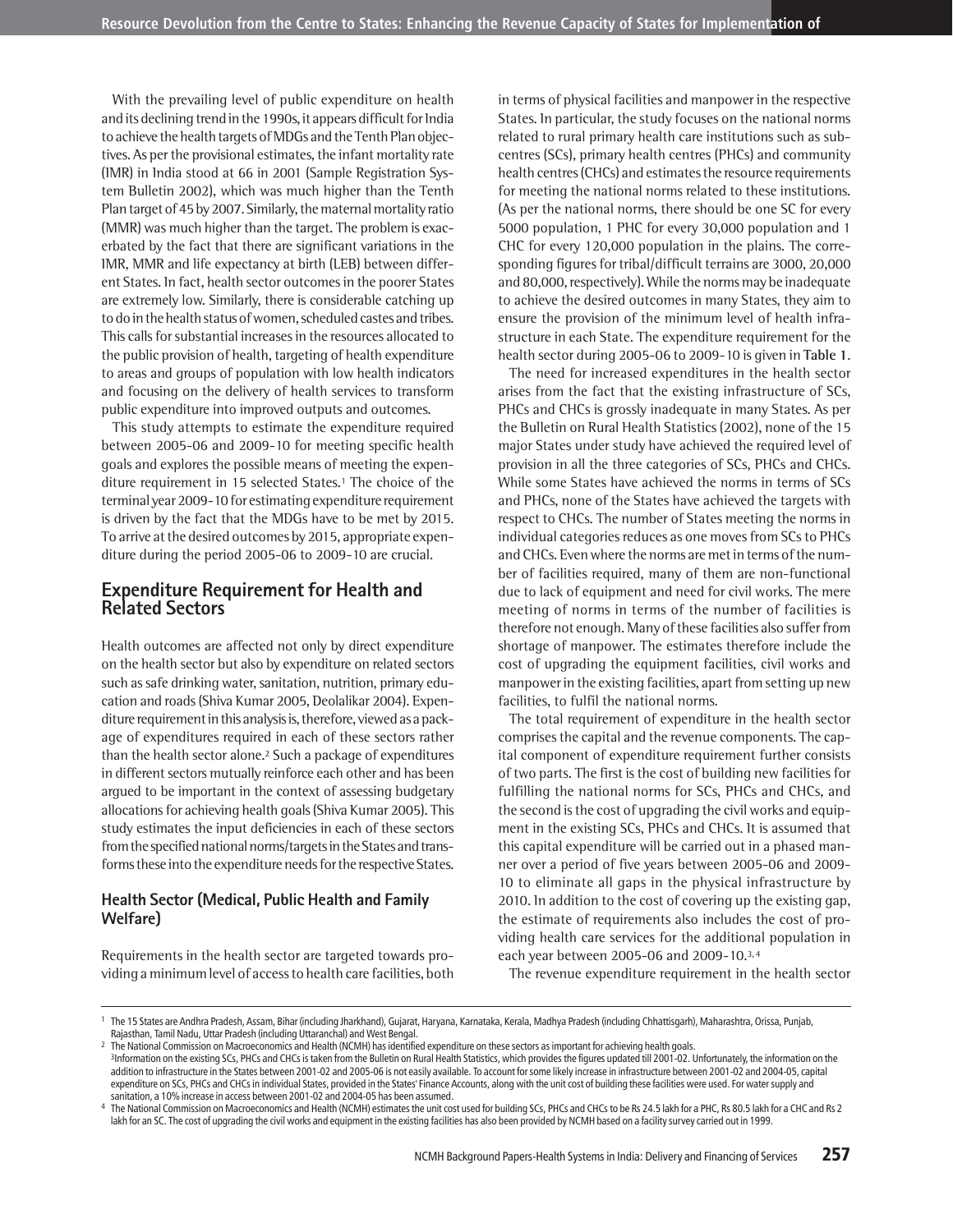With the prevailing level of public expenditure on health and its declining trend in the 1990s, it appears difficult for India to achieve the health targets of MDGs and the Tenth Plan objectives. As per the provisional estimates, the infant mortality rate (IMR) in India stood at 66 in 2001 (Sample Registration System Bulletin 2002), which was much higher than the Tenth Plan target of 45 by 2007. Similarly, the maternal mortality ratio (MMR) was much higher than the target. The problem is exacerbated by the fact that there are significant variations in the IMR, MMR and life expectancy at birth (LEB) between different States. In fact, health sector outcomes in the poorer States are extremely low. Similarly, there is considerable catching up to do in the health status of women, scheduled castes and tribes. This calls for substantial increases in the resources allocated to the public provision of health, targeting of health expenditure to areas and groups of population with low health indicators and focusing on the delivery of health services to transform public expenditure into improved outputs and outcomes.

This study attempts to estimate the expenditure required between 2005-06 and 2009-10 for meeting specific health goals and explores the possible means of meeting the expenditure requirement in 15 selected States.[1] The choice of the terminal year 2009-10 for estimating expenditure requirement is driven by the fact that the MDGs have to be met by 2015. To arrive at the desired outcomes by 2015, appropriate expenditure during the period 2005-06 to 2009-10 are crucial.

## Expenditure Requirement for Health and Related Sectors

Health outcomes are affected not only by direct expenditure on the health sector but also by expenditure on related sectors such as safe drinking water, sanitation, nutrition, primary education and roads (Shiva Kumar 2005, Deolalikar 2004). Expenditure requirement in this analysis is, therefore, viewed as a package of expenditures required in each of these sectors rather than the health sector alone.[2] Such a package of expenditures in different sectors mutually reinforce each other and has been argued to be important in the context of assessing budgetary allocations for achieving health goals (Shiva Kumar 2005). This study estimates the input deficiencies in each of these sectors from the specified national norms/targets in the States and transforms these into the expenditure needs for the respective States.

### Health Sector (Medical, Public Health and Family Welfare)

Requirements in the health sector are targeted towards providing a minimum level of access to health care facilities, both in terms of physical facilities and manpower in the respective States. In particular, the study focuses on the national norms related to rural primary health care institutions such as sub-centres (SCs), primary health centres (PHCs) and community health centres (CHCs) and estimates the resource requirements for meeting the national norms related to these institutions. (As per the national norms, there should be one SC for every 5000 population, 1 PHC for every 30,000 population and 1 CHC for every 120,000 population in the plains. The corresponding figures for tribal/difficult terrains are 3000, 20,000 and 80,000, respectively). While the norms may be inadequate to achieve the desired outcomes in many States, they aim to ensure the provision of the minimum level of health infrastructure in each State. The expenditure requirement for the health sector during 2005-06 to 2009-10 is given in **Table 1**.

The need for increased expenditures in the health sector arises from the fact that the existing infrastructure of SCs, PHCs and CHCs is grossly inadequate in many States. As per the Bulletin on Rural Health Statistics (2002), none of the 15 major States under study have achieved the required level of provision in all the three categories of SCs, PHCs and CHCs. While some States have achieved the norms in terms of SCs and PHCs, none of the States have achieved the targets with respect to CHCs. The number of States meeting the norms in individual categories reduces as one moves from SCs to PHCs and CHCs. Even where the norms are met in terms of the number of facilities required, many of them are non-functional due to lack of equipment and need for civil works. The mere meeting of norms in terms of the number of facilities is therefore not enough. Many of these facilities also suffer from shortage of manpower. The estimates therefore include the cost of upgrading the equipment facilities, civil works and manpower in the existing facilities, apart from setting up new facilities, to fulfil the national norms.

The total requirement of expenditure in the health sector comprises the capital and the revenue components. The capital component of expenditure requirement further consists of two parts. The first is the cost of building new facilities for fulfilling the national norms for SCs, PHCs and CHCs, and the second is the cost of upgrading the civil works and equipment in the existing SCs, PHCs and CHCs. It is assumed that this capital expenditure will be carried out in a phased manner over a period of five years between 2005-06 and 2009-10 to eliminate all gaps in the physical infrastructure by 2010. In addition to the cost of covering up the existing gap, the estimate of requirements also includes the cost of providing health care services for the additional population in each year between 2005-06 and 2009-10.[3,4]

The revenue expenditure requirement in the health sector

---

[1] The 15 States are Andhra Pradesh, Assam, Bihar (including Jharkhand), Gujarat, Haryana, Karnataka, Kerala, Madhya Pradesh (including Chhattisgarh), Maharashtra, Orissa, Punjab, Rajasthan, Tamil Nadu, Uttar Pradesh (including Uttaranchal) and West Bengal.

[2] The National Commission on Macroeconomics and Health (NCMH) has identified expenditure on these sectors as important for achieving health goals.

[3] Information on the existing SCs, PHCs and CHCs is taken from the Bulletin on Rural Health Statistics, which provides the figures updated till 2001-02. Unfortunately, the information on the addition to infrastructure in the States between 2001-02 and 2005-06 is not easily available. To account for some likely increase in infrastructure between 2001-02 and 2004-05, capital expenditure on SCs, PHCs and CHCs in individual States, provided in the States' Finance Accounts, along with the unit cost of building these facilities were used. For water supply and sanitation, a 10% increase in access between 2001-02 and 2004-05 has been assumed.

[4] The National Commission on Macroeconomics and Health (NCMH) estimates the unit cost used for building SCs, PHCs and CHCs to be Rs 24.5 lakh for a PHC, Rs 80.5 lakh for a CHC and Rs 2 lakh for an SC. The cost of upgrading the civil works and equipment in the existing facilities has also been provided by NCMH based on a facility survey carried out in 1999.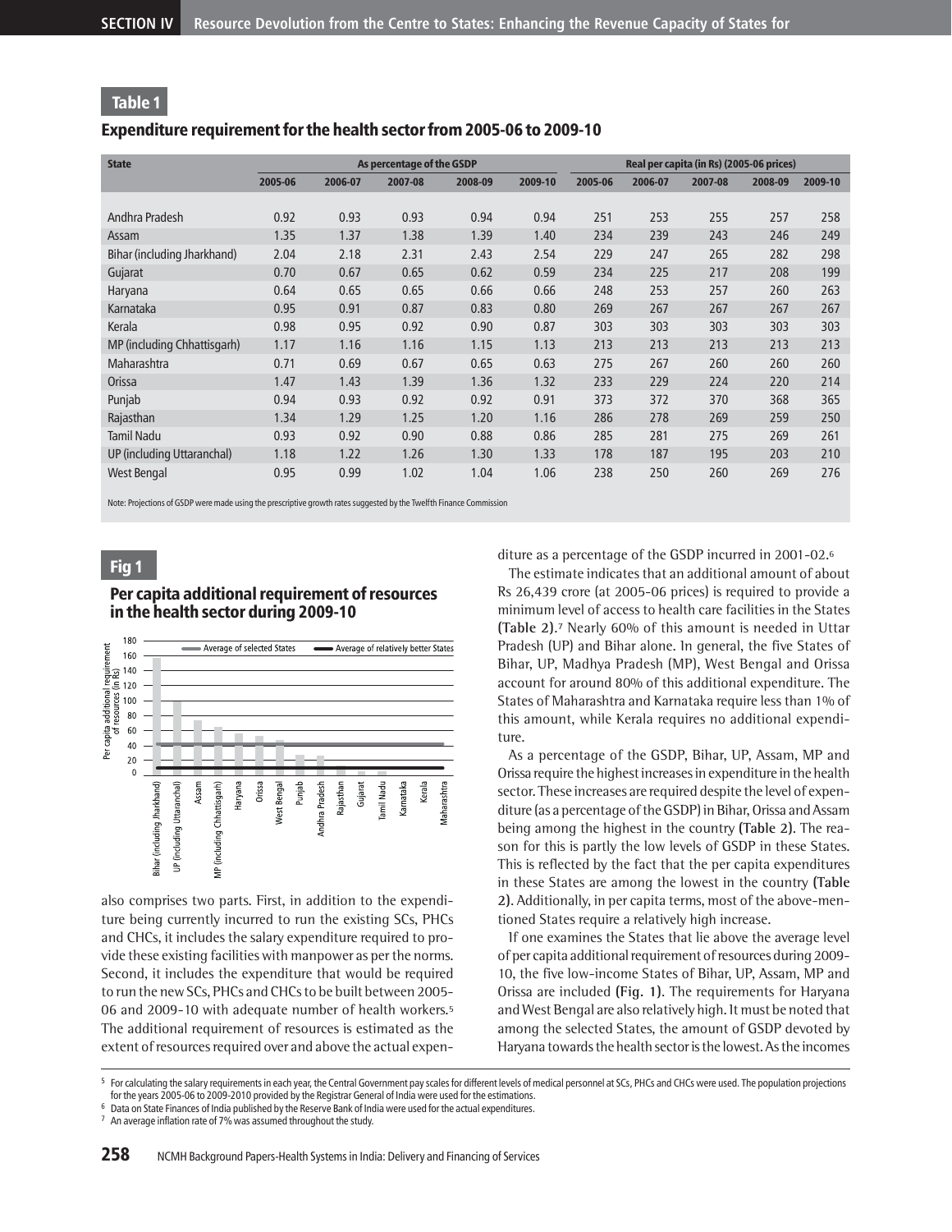**Table 1**

## Expenditure requirement for the health sector from 2005-06 to 2009-10

| State | As percentage of the GSDP | | | | | Real per capita (in Rs) (2005-06 prices) | | | | |
|---|---|---|---|---|---|---|---|---|---|---|
| | 2005-06 | 2006-07 | 2007-08 | 2008-09 | 2009-10 | 2005-06 | 2006-07 | 2007-08 | 2008-09 | 2009-10 |
| Andhra Pradesh | 0.92 | 0.93 | 0.93 | 0.94 | 0.94 | 251 | 253 | 255 | 257 | 258 |
| Assam | 1.35 | 1.37 | 1.38 | 1.39 | 1.40 | 234 | 239 | 243 | 246 | 249 |
| Bihar (including Jharkhand) | 2.04 | 2.18 | 2.31 | 2.43 | 2.54 | 229 | 247 | 265 | 282 | 298 |
| Gujarat | 0.70 | 0.67 | 0.65 | 0.62 | 0.59 | 234 | 225 | 217 | 208 | 199 |
| Haryana | 0.64 | 0.65 | 0.65 | 0.66 | 0.66 | 248 | 253 | 257 | 260 | 263 |
| Karnataka | 0.95 | 0.91 | 0.87 | 0.83 | 0.80 | 269 | 267 | 267 | 267 | 267 |
| Kerala | 0.98 | 0.95 | 0.92 | 0.90 | 0.87 | 303 | 303 | 303 | 303 | 303 |
| MP (including Chhattisgarh) | 1.17 | 1.16 | 1.16 | 1.15 | 1.13 | 213 | 213 | 213 | 213 | 213 |
| Maharashtra | 0.71 | 0.69 | 0.67 | 0.65 | 0.63 | 275 | 267 | 260 | 260 | 260 |
| Orissa | 1.47 | 1.43 | 1.39 | 1.36 | 1.32 | 233 | 229 | 224 | 220 | 214 |
| Punjab | 0.94 | 0.93 | 0.92 | 0.92 | 0.91 | 373 | 372 | 370 | 368 | 365 |
| Rajasthan | 1.34 | 1.29 | 1.25 | 1.20 | 1.16 | 286 | 278 | 269 | 259 | 250 |
| Tamil Nadu | 0.93 | 0.92 | 0.90 | 0.88 | 0.86 | 285 | 281 | 275 | 269 | 261 |
| UP (including Uttaranchal) | 1.18 | 1.22 | 1.26 | 1.30 | 1.33 | 178 | 187 | 195 | 203 | 210 |
| West Bengal | 0.95 | 0.99 | 1.02 | 1.04 | 1.06 | 238 | 250 | 260 | 269 | 276 |

Note: Projections of GSDP were made using the prescriptive growth rates suggested by the Twelfth Finance Commission

**Fig 1**

## Per capita additional requirement of resources in the health sector during 2009-10

also comprises two parts. First, in addition to the expenditure being currently incurred to run the existing SCs, PHCs and CHCs, it includes the salary expenditure required to provide these existing facilities with manpower as per the norms. Second, it includes the expenditure that would be required to run the new SCs, PHCs and CHCs to be built between 2005-06 and 2009-10 with adequate number of health workers.[5] The additional requirement of resources is estimated as the extent of resources required over and above the actual expenditure as a percentage of the GSDP incurred in 2001-02.[6]

The estimate indicates that an additional amount of about Rs 26,439 crore (at 2005-06 prices) is required to provide a minimum level of access to health care facilities in the States **(Table 2)**.[7] Nearly 60% of this amount is needed in Uttar Pradesh (UP) and Bihar alone. In general, the five States of Bihar, UP, Madhya Pradesh (MP), West Bengal and Orissa account for around 80% of this additional expenditure. The States of Maharashtra and Karnataka require less than 1% of this amount, while Kerala requires no additional expenditure.

As a percentage of the GSDP, Bihar, UP, Assam, MP and Orissa require the highest increases in expenditure in the health sector. These increases are required despite the level of expenditure (as a percentage of the GSDP) in Bihar, Orissa and Assam being among the highest in the country **(Table 2)**. The reason for this is partly the low levels of GSDP in these States. This is reflected by the fact that the per capita expenditures in these States are among the lowest in the country **(Table 2)**. Additionally, in per capita terms, most of the above-mentioned States require a relatively high increase.

If one examines the States that lie above the average level of per capita additional requirement of resources during 2009-10, the five low-income States of Bihar, UP, Assam, MP and Orissa are included **(Fig. 1)**. The requirements for Haryana and West Bengal are also relatively high. It must be noted that among the selected States, the amount of GSDP devoted by Haryana towards the health sector is the lowest. As the incomes

[5] For calculating the salary requirements in each year, the Central Government pay scales for different levels of medical personnel at SCs, PHCs and CHCs were used. The population projections for the years 2005-06 to 2009-2010 provided by the Registrar General of India were used for the estimations.

[6] Data on State Finances of India published by the Reserve Bank of India were used for the actual expenditures.

[7] An average inflation rate of 7% was assumed throughout the study.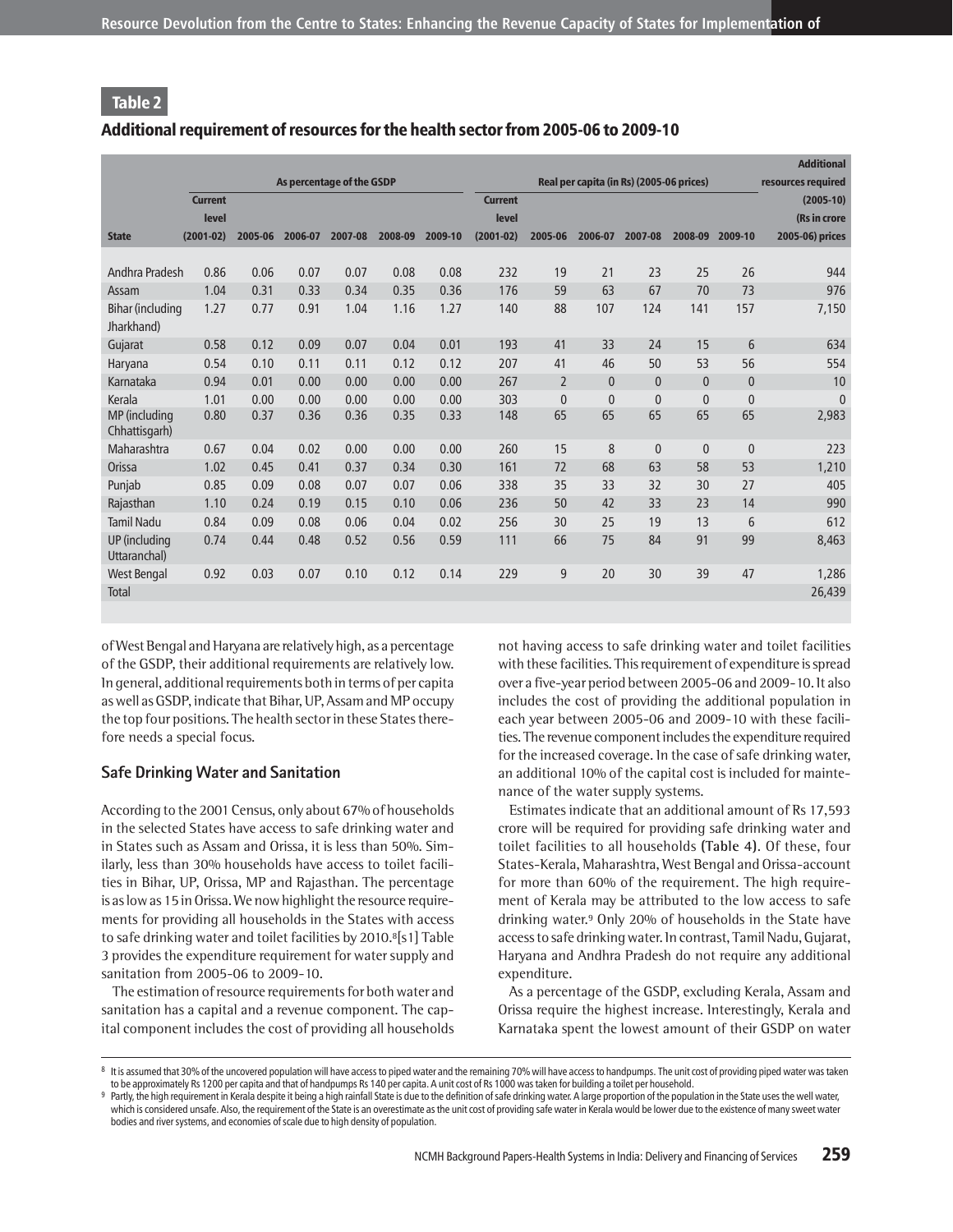## Table 2

### Additional requirement of resources for the health sector from 2005-06 to 2009-10

| State | As percentage of the GSDP | | | | | | Real per capita (in Rs) (2005-06 prices) | | | | | | Additional resources required (2005-10) (Rs in crore 2005-06) prices |
|---|---|---|---|---|---|---|---|---|---|---|---|---|---|
| | Current level (2001-02) | 2005-06 | 2006-07 | 2007-08 | 2008-09 | 2009-10 | Current level (2001-02) | 2005-06 | 2006-07 | 2007-08 | 2008-09 | 2009-10 | |
| Andhra Pradesh | 0.86 | 0.06 | 0.07 | 0.07 | 0.08 | 0.08 | 232 | 19 | 21 | 23 | 25 | 26 | 944 |
| Assam | 1.04 | 0.31 | 0.33 | 0.34 | 0.35 | 0.36 | 176 | 59 | 63 | 67 | 70 | 73 | 976 |
| Bihar (including Jharkhand) | 1.27 | 0.77 | 0.91 | 1.04 | 1.16 | 1.27 | 140 | 88 | 107 | 124 | 141 | 157 | 7,150 |
| Gujarat | 0.58 | 0.12 | 0.09 | 0.07 | 0.04 | 0.01 | 193 | 41 | 33 | 24 | 15 | 6 | 634 |
| Haryana | 0.54 | 0.10 | 0.11 | 0.11 | 0.12 | 0.12 | 207 | 41 | 46 | 50 | 53 | 56 | 554 |
| Karnataka | 0.94 | 0.01 | 0.00 | 0.00 | 0.00 | 0.00 | 267 | 2 | 0 | 0 | 0 | 0 | 10 |
| Kerala | 1.01 | 0.00 | 0.00 | 0.00 | 0.00 | 0.00 | 303 | 0 | 0 | 0 | 0 | 0 | 0 |
| MP (including Chhattisgarh) | 0.80 | 0.37 | 0.36 | 0.36 | 0.35 | 0.33 | 148 | 65 | 65 | 65 | 65 | 65 | 2,983 |
| Maharashtra | 0.67 | 0.04 | 0.02 | 0.00 | 0.00 | 0.00 | 260 | 15 | 8 | 0 | 0 | 0 | 223 |
| Orissa | 1.02 | 0.45 | 0.41 | 0.37 | 0.34 | 0.30 | 161 | 72 | 68 | 63 | 58 | 53 | 1,210 |
| Punjab | 0.85 | 0.09 | 0.08 | 0.07 | 0.07 | 0.06 | 338 | 35 | 33 | 32 | 30 | 27 | 405 |
| Rajasthan | 1.10 | 0.24 | 0.19 | 0.15 | 0.10 | 0.06 | 236 | 50 | 42 | 33 | 23 | 14 | 990 |
| Tamil Nadu | 0.84 | 0.09 | 0.08 | 0.06 | 0.04 | 0.02 | 256 | 30 | 25 | 19 | 13 | 6 | 612 |
| UP (including Uttaranchal) | 0.74 | 0.44 | 0.48 | 0.52 | 0.56 | 0.59 | 111 | 66 | 75 | 84 | 91 | 99 | 8,463 |
| West Bengal | 0.92 | 0.03 | 0.07 | 0.10 | 0.12 | 0.14 | 229 | 9 | 20 | 30 | 39 | 47 | 1,286 |
| Total | | | | | | | | | | | | | 26,439 |

of West Bengal and Haryana are relatively high, as a percentage of the GSDP, their additional requirements are relatively low. In general, additional requirements both in terms of per capita as well as GSDP, indicate that Bihar, UP, Assam and MP occupy the top four positions. The health sector in these States therefore needs a special focus.

### Safe Drinking Water and Sanitation

According to the 2001 Census, only about 67% of households in the selected States have access to safe drinking water and in States such as Assam and Orissa, it is less than 50%. Similarly, less than 30% households have access to toilet facilities in Bihar, UP, Orissa, MP and Rajasthan. The percentage is as low as 15 in Orissa. We now highlight the resource requirements for providing all households in the States with access to safe drinking water and toilet facilities by 2010.[8][s1] Table 3 provides the expenditure requirement for water supply and sanitation from 2005-06 to 2009-10.

The estimation of resource requirements for both water and sanitation has a capital and a revenue component. The capital component includes the cost of providing all households not having access to safe drinking water and toilet facilities with these facilities. This requirement of expenditure is spread over a five-year period between 2005-06 and 2009-10. It also includes the cost of providing the additional population in each year between 2005-06 and 2009-10 with these facilities. The revenue component includes the expenditure required for the increased coverage. In the case of safe drinking water, an additional 10% of the capital cost is included for maintenance of the water supply systems.

Estimates indicate that an additional amount of Rs 17,593 crore will be required for providing safe drinking water and toilet facilities to all households (Table 4). Of these, four States-Kerala, Maharashtra, West Bengal and Orissa-account for more than 60% of the requirement. The high requirement of Kerala may be attributed to the low access to safe drinking water.[9] Only 20% of households in the State have access to safe drinking water. In contrast, Tamil Nadu, Gujarat, Haryana and Andhra Pradesh do not require any additional expenditure.

As a percentage of the GSDP, excluding Kerala, Assam and Orissa require the highest increase. Interestingly, Kerala and Karnataka spent the lowest amount of their GSDP on water

---

[8] It is assumed that 30% of the uncovered population will have access to piped water and the remaining 70% will have access to handpumps. The unit cost of providing piped water was taken to be approximately Rs 1200 per capita and that of handpumps Rs 140 per capita. A unit cost of Rs 1000 was taken for building a toilet per household.

[9] Partly, the high requirement in Kerala despite it being a high rainfall State is due to the definition of safe drinking water. A large proportion of the population in the State uses the well water, which is considered unsafe. Also, the requirement of the State is an overestimate as the unit cost of providing safe water in Kerala would be lower due to the existence of many sweet water bodies and river systems, and economies of scale due to high density of population.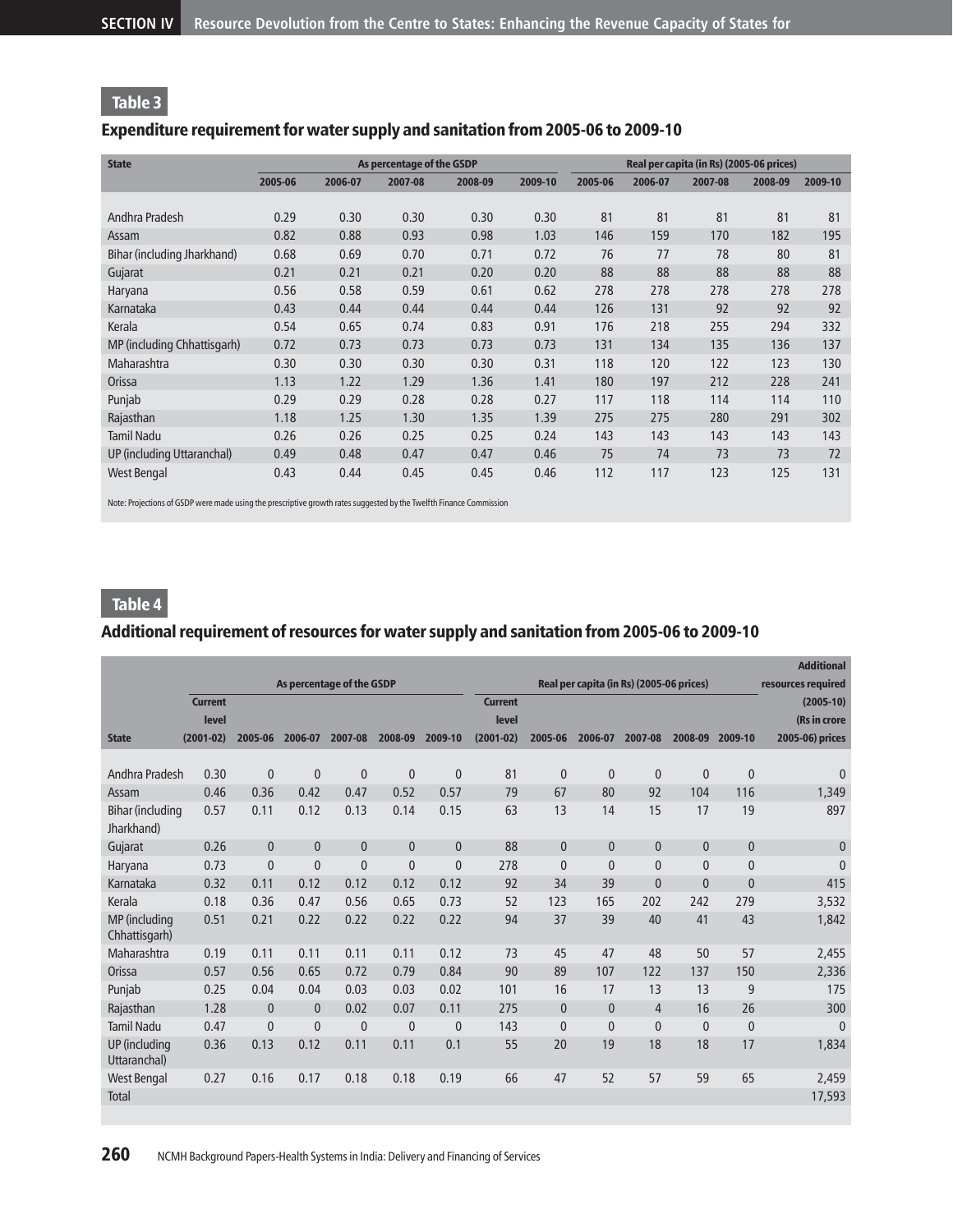## Table 3

### Expenditure requirement for water supply and sanitation from 2005-06 to 2009-10

| State | As percentage of the GSDP | | | | | Real per capita (in Rs) (2005-06 prices) | | | | |
|---|---|---|---|---|---|---|---|---|---|---|
| | 2005-06 | 2006-07 | 2007-08 | 2008-09 | 2009-10 | 2005-06 | 2006-07 | 2007-08 | 2008-09 | 2009-10 |
| Andhra Pradesh | 0.29 | 0.30 | 0.30 | 0.30 | 0.30 | 81 | 81 | 81 | 81 | 81 |
| Assam | 0.82 | 0.88 | 0.93 | 0.98 | 1.03 | 146 | 159 | 170 | 182 | 195 |
| Bihar (including Jharkhand) | 0.68 | 0.69 | 0.70 | 0.71 | 0.72 | 76 | 77 | 78 | 80 | 81 |
| Gujarat | 0.21 | 0.21 | 0.21 | 0.20 | 0.20 | 88 | 88 | 88 | 88 | 88 |
| Haryana | 0.56 | 0.58 | 0.59 | 0.61 | 0.62 | 278 | 278 | 278 | 278 | 278 |
| Karnataka | 0.43 | 0.44 | 0.44 | 0.44 | 0.44 | 126 | 131 | 92 | 92 | 92 |
| Kerala | 0.54 | 0.65 | 0.74 | 0.83 | 0.91 | 176 | 218 | 255 | 294 | 332 |
| MP (including Chhattisgarh) | 0.72 | 0.73 | 0.73 | 0.73 | 0.73 | 131 | 134 | 135 | 136 | 137 |
| Maharashtra | 0.30 | 0.30 | 0.30 | 0.30 | 0.31 | 118 | 120 | 122 | 123 | 130 |
| Orissa | 1.13 | 1.22 | 1.29 | 1.36 | 1.41 | 180 | 197 | 212 | 228 | 241 |
| Punjab | 0.29 | 0.29 | 0.28 | 0.28 | 0.27 | 117 | 118 | 114 | 114 | 110 |
| Rajasthan | 1.18 | 1.25 | 1.30 | 1.35 | 1.39 | 275 | 275 | 280 | 291 | 302 |
| Tamil Nadu | 0.26 | 0.26 | 0.25 | 0.25 | 0.24 | 143 | 143 | 143 | 143 | 143 |
| UP (including Uttaranchal) | 0.49 | 0.48 | 0.47 | 0.47 | 0.46 | 75 | 74 | 73 | 73 | 72 |
| West Bengal | 0.43 | 0.44 | 0.45 | 0.45 | 0.46 | 112 | 117 | 123 | 125 | 131 |

Note: Projections of GSDP were made using the prescriptive growth rates suggested by the Twelfth Finance Commission

## Table 4

### Additional requirement of resources for water supply and sanitation from 2005-06 to 2009-10

| State | As percentage of the GSDP | | | | | | Real per capita (in Rs) (2005-06 prices) | | | | | | Additional resources required (2005-10) (Rs in crore 2005-06) prices |
|---|---|---|---|---|---|---|---|---|---|---|---|---|---|
| | Current level (2001-02) | 2005-06 | 2006-07 | 2007-08 | 2008-09 | 2009-10 | Current level (2001-02) | 2005-06 | 2006-07 | 2007-08 | 2008-09 | 2009-10 | |
| Andhra Pradesh | 0.30 | 0 | 0 | 0 | 0 | 0 | 81 | 0 | 0 | 0 | 0 | 0 | 0 |
| Assam | 0.46 | 0.36 | 0.42 | 0.47 | 0.52 | 0.57 | 79 | 67 | 80 | 92 | 104 | 116 | 1,349 |
| Bihar (including Jharkhand) | 0.57 | 0.11 | 0.12 | 0.13 | 0.14 | 0.15 | 63 | 13 | 14 | 15 | 17 | 19 | 897 |
| Gujarat | 0.26 | 0 | 0 | 0 | 0 | 0 | 88 | 0 | 0 | 0 | 0 | 0 | 0 |
| Haryana | 0.73 | 0 | 0 | 0 | 0 | 0 | 278 | 0 | 0 | 0 | 0 | 0 | 0 |
| Karnataka | 0.32 | 0.11 | 0.12 | 0.12 | 0.12 | 0.12 | 92 | 34 | 39 | 0 | 0 | 0 | 415 |
| Kerala | 0.18 | 0.36 | 0.47 | 0.56 | 0.65 | 0.73 | 52 | 123 | 165 | 202 | 242 | 279 | 3,532 |
| MP (including Chhattisgarh) | 0.51 | 0.21 | 0.22 | 0.22 | 0.22 | 0.22 | 94 | 37 | 39 | 40 | 41 | 43 | 1,842 |
| Maharashtra | 0.19 | 0.11 | 0.11 | 0.11 | 0.11 | 0.12 | 73 | 45 | 47 | 48 | 50 | 57 | 2,455 |
| Orissa | 0.57 | 0.56 | 0.65 | 0.72 | 0.79 | 0.84 | 90 | 89 | 107 | 122 | 137 | 150 | 2,336 |
| Punjab | 0.25 | 0.04 | 0.04 | 0.03 | 0.03 | 0.02 | 101 | 16 | 17 | 13 | 13 | 9 | 175 |
| Rajasthan | 1.28 | 0 | 0 | 0.02 | 0.07 | 0.11 | 275 | 0 | 0 | 4 | 16 | 26 | 300 |
| Tamil Nadu | 0.47 | 0 | 0 | 0 | 0 | 0 | 143 | 0 | 0 | 0 | 0 | 0 | 0 |
| UP (including Uttaranchal) | 0.36 | 0.13 | 0.12 | 0.11 | 0.11 | 0.1 | 55 | 20 | 19 | 18 | 18 | 17 | 1,834 |
| West Bengal | 0.27 | 0.16 | 0.17 | 0.18 | 0.18 | 0.19 | 66 | 47 | 52 | 57 | 59 | 65 | 2,459 |
| Total | | | | | | | | | | | | | 17,593 |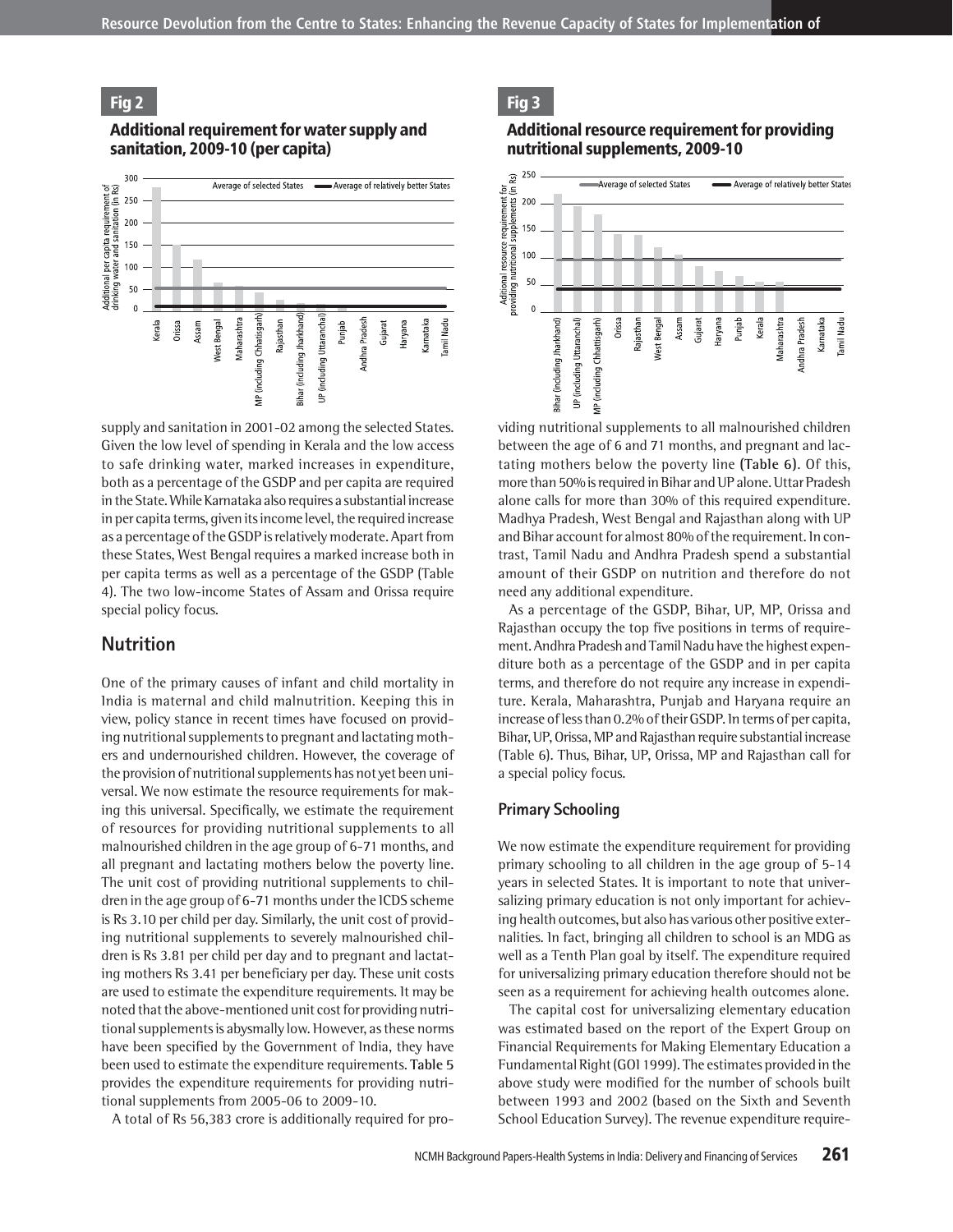## Fig 2

**Additional requirement for water supply and sanitation, 2009-10 (per capita)**

## Fig 3

**Additional resource requirement for providing nutritional supplements, 2009-10**

supply and sanitation in 2001-02 among the selected States. Given the low level of spending in Kerala and the low access to safe drinking water, marked increases in expenditure, both as a percentage of the GSDP and per capita are required in the State. While Karnataka also requires a substantial increase in per capita terms, given its income level, the required increase as a percentage of the GSDP is relatively moderate. Apart from these States, West Bengal requires a marked increase both in per capita terms as well as a percentage of the GSDP (Table 4). The two low-income States of Assam and Orissa require special policy focus.

## Nutrition

One of the primary causes of infant and child mortality in India is maternal and child malnutrition. Keeping this in view, policy stance in recent times have focused on providing nutritional supplements to pregnant and lactating mothers and undernourished children. However, the coverage of the provision of nutritional supplements has not yet been universal. We now estimate the resource requirements for making this universal. Specifically, we estimate the requirement of resources for providing nutritional supplements to all malnourished children in the age group of 6-71 months, and all pregnant and lactating mothers below the poverty line. The unit cost of providing nutritional supplements to children in the age group of 6-71 months under the ICDS scheme is Rs 3.10 per child per day. Similarly, the unit cost of providing nutritional supplements to severely malnourished children is Rs 3.81 per child per day and to pregnant and lactating mothers Rs 3.41 per beneficiary per day. These unit costs are used to estimate the expenditure requirements. It may be noted that the above-mentioned unit cost for providing nutritional supplements is abysmally low. However, as these norms have been specified by the Government of India, they have been used to estimate the expenditure requirements. Table 5 provides the expenditure requirements for providing nutritional supplements from 2005-06 to 2009-10.

A total of Rs 56,383 crore is additionally required for providing nutritional supplements to all malnourished children between the age of 6 and 71 months, and pregnant and lactating mothers below the poverty line (Table 6). Of this, more than 50% is required in Bihar and UP alone. Uttar Pradesh alone calls for more than 30% of this required expenditure. Madhya Pradesh, West Bengal and Rajasthan along with UP and Bihar account for almost 80% of the requirement. In contrast, Tamil Nadu and Andhra Pradesh spend a substantial amount of their GSDP on nutrition and therefore do not need any additional expenditure.

As a percentage of the GSDP, Bihar, UP, MP, Orissa and Rajasthan occupy the top five positions in terms of requirement. Andhra Pradesh and Tamil Nadu have the highest expenditure both as a percentage of the GSDP and in per capita terms, and therefore do not require any increase in expenditure. Kerala, Maharashtra, Punjab and Haryana require an increase of less than 0.2% of their GSDP. In terms of per capita, Bihar, UP, Orissa, MP and Rajasthan require substantial increase (Table 6). Thus, Bihar, UP, Orissa, MP and Rajasthan call for a special policy focus.

### Primary Schooling

We now estimate the expenditure requirement for providing primary schooling to all children in the age group of 5-14 years in selected States. It is important to note that universalizing primary education is not only important for achieving health outcomes, but also has various other positive externalities. In fact, bringing all children to school is an MDG as well as a Tenth Plan goal by itself. The expenditure required for universalizing primary education therefore should not be seen as a requirement for achieving health outcomes alone.

The capital cost for universalizing elementary education was estimated based on the report of the Expert Group on Financial Requirements for Making Elementary Education a Fundamental Right (GOI 1999). The estimates provided in the above study were modified for the number of schools built between 1993 and 2002 (based on the Sixth and Seventh School Education Survey). The revenue expenditure require-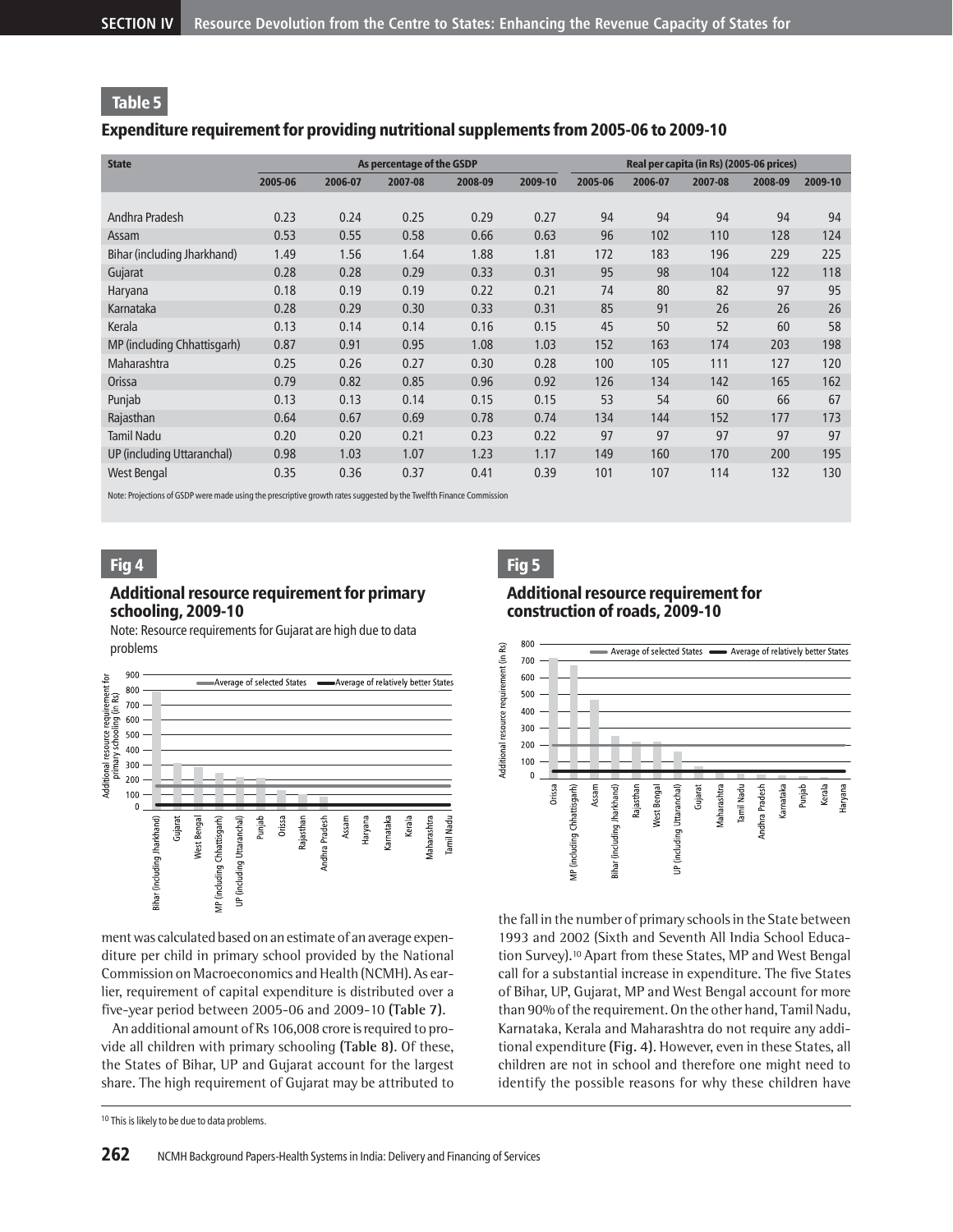## Table 5

### Expenditure requirement for providing nutritional supplements from 2005-06 to 2009-10

| State | As percentage of the GSDP | | | | | Real per capita (in Rs) (2005-06 prices) | | | | |
|---|---|---|---|---|---|---|---|---|---|---|
| | 2005-06 | 2006-07 | 2007-08 | 2008-09 | 2009-10 | 2005-06 | 2006-07 | 2007-08 | 2008-09 | 2009-10 |
| Andhra Pradesh | 0.23 | 0.24 | 0.25 | 0.29 | 0.27 | 94 | 94 | 94 | 94 | 94 |
| Assam | 0.53 | 0.55 | 0.58 | 0.66 | 0.63 | 96 | 102 | 110 | 128 | 124 |
| Bihar (including Jharkhand) | 1.49 | 1.56 | 1.64 | 1.88 | 1.81 | 172 | 183 | 196 | 229 | 225 |
| Gujarat | 0.28 | 0.28 | 0.29 | 0.33 | 0.31 | 95 | 98 | 104 | 122 | 118 |
| Haryana | 0.18 | 0.19 | 0.19 | 0.22 | 0.21 | 74 | 80 | 82 | 97 | 95 |
| Karnataka | 0.28 | 0.29 | 0.30 | 0.33 | 0.31 | 85 | 91 | 26 | 26 | 26 |
| Kerala | 0.13 | 0.14 | 0.14 | 0.16 | 0.15 | 45 | 50 | 52 | 60 | 58 |
| MP (including Chhattisgarh) | 0.87 | 0.91 | 0.95 | 1.08 | 1.03 | 152 | 163 | 174 | 203 | 198 |
| Maharashtra | 0.25 | 0.26 | 0.27 | 0.30 | 0.28 | 100 | 105 | 111 | 127 | 120 |
| Orissa | 0.79 | 0.82 | 0.85 | 0.96 | 0.92 | 126 | 134 | 142 | 165 | 162 |
| Punjab | 0.13 | 0.13 | 0.14 | 0.15 | 0.15 | 53 | 54 | 60 | 66 | 67 |
| Rajasthan | 0.64 | 0.67 | 0.69 | 0.78 | 0.74 | 134 | 144 | 152 | 177 | 173 |
| Tamil Nadu | 0.20 | 0.20 | 0.21 | 0.23 | 0.22 | 97 | 97 | 97 | 97 | 97 |
| UP (including Uttaranchal) | 0.98 | 1.03 | 1.07 | 1.23 | 1.17 | 149 | 160 | 170 | 200 | 195 |
| West Bengal | 0.35 | 0.36 | 0.37 | 0.41 | 0.39 | 101 | 107 | 114 | 132 | 130 |

Note: Projections of GSDP were made using the prescriptive growth rates suggested by the Twelfth Finance Commission

## Fig 4

### Additional resource requirement for primary schooling, 2009-10

Note: Resource requirements for Gujarat are high due to data problems

## Fig 5

### Additional resource requirement for construction of roads, 2009-10

ment was calculated based on an estimate of an average expenditure per child in primary school provided by the National Commission on Macroeconomics and Health (NCMH). As earlier, requirement of capital expenditure is distributed over a five-year period between 2005-06 and 2009-10 **(Table 7)**.

An additional amount of Rs 106,008 crore is required to provide all children with primary schooling **(Table 8)**. Of these, the States of Bihar, UP and Gujarat account for the largest share. The high requirement of Gujarat may be attributed to the fall in the number of primary schools in the State between 1993 and 2002 (Sixth and Seventh All India School Education Survey).[10] Apart from these States, MP and West Bengal call for a substantial increase in expenditure. The five States of Bihar, UP, Gujarat, MP and West Bengal account for more than 90% of the requirement. On the other hand, Tamil Nadu, Karnataka, Kerala and Maharashtra do not require any additional expenditure **(Fig. 4)**. However, even in these States, all children are not in school and therefore one might need to identify the possible reasons for why these children have

[10] This is likely to be due to data problems.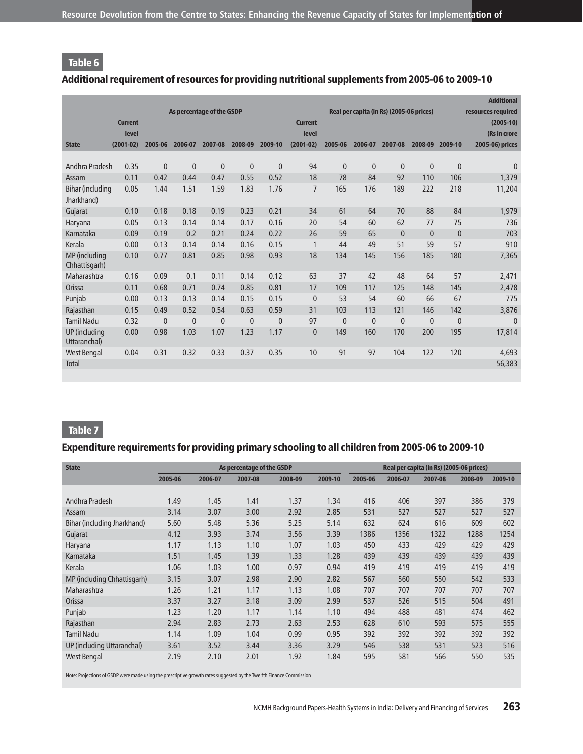## Table 6

### Additional requirement of resources for providing nutritional supplements from 2005-06 to 2009-10

| State | As percentage of the GSDP | | | | | | Real per capita (in Rs) (2005-06 prices) | | | | | | Additional resources required (2005-10) (Rs in crore 2005-06) prices |
|---|---|---|---|---|---|---|---|---|---|---|---|---|---|
| | Current level (2001-02) | 2005-06 | 2006-07 | 2007-08 | 2008-09 | 2009-10 | Current level (2001-02) | 2005-06 | 2006-07 | 2007-08 | 2008-09 | 2009-10 | |
| Andhra Pradesh | 0.35 | 0 | 0 | 0 | 0 | 0 | 94 | 0 | 0 | 0 | 0 | 0 | 0 |
| Assam | 0.11 | 0.42 | 0.44 | 0.47 | 0.55 | 0.52 | 18 | 78 | 84 | 92 | 110 | 106 | 1,379 |
| Bihar (including Jharkhand) | 0.05 | 1.44 | 1.51 | 1.59 | 1.83 | 1.76 | 7 | 165 | 176 | 189 | 222 | 218 | 11,204 |
| Gujarat | 0.10 | 0.18 | 0.18 | 0.19 | 0.23 | 0.21 | 34 | 61 | 64 | 70 | 88 | 84 | 1,979 |
| Haryana | 0.05 | 0.13 | 0.14 | 0.14 | 0.17 | 0.16 | 20 | 54 | 60 | 62 | 77 | 75 | 736 |
| Karnataka | 0.09 | 0.19 | 0.2 | 0.21 | 0.24 | 0.22 | 26 | 59 | 65 | 0 | 0 | 0 | 703 |
| Kerala | 0.00 | 0.13 | 0.14 | 0.14 | 0.16 | 0.15 | 1 | 44 | 49 | 51 | 59 | 57 | 910 |
| MP (including Chhattisgarh) | 0.10 | 0.77 | 0.81 | 0.85 | 0.98 | 0.93 | 18 | 134 | 145 | 156 | 185 | 180 | 7,365 |
| Maharashtra | 0.16 | 0.09 | 0.1 | 0.11 | 0.14 | 0.12 | 63 | 37 | 42 | 48 | 64 | 57 | 2,471 |
| Orissa | 0.11 | 0.68 | 0.71 | 0.74 | 0.85 | 0.81 | 17 | 109 | 117 | 125 | 148 | 145 | 2,478 |
| Punjab | 0.00 | 0.13 | 0.13 | 0.14 | 0.15 | 0.15 | 0 | 53 | 54 | 60 | 66 | 67 | 775 |
| Rajasthan | 0.15 | 0.49 | 0.52 | 0.54 | 0.63 | 0.59 | 31 | 103 | 113 | 121 | 146 | 142 | 3,876 |
| Tamil Nadu | 0.32 | 0 | 0 | 0 | 0 | 0 | 97 | 0 | 0 | 0 | 0 | 0 | 0 |
| UP (including Uttaranchal) | 0.00 | 0.98 | 1.03 | 1.07 | 1.23 | 1.17 | 0 | 149 | 160 | 170 | 200 | 195 | 17,814 |
| West Bengal | 0.04 | 0.31 | 0.32 | 0.33 | 0.37 | 0.35 | 10 | 91 | 97 | 104 | 122 | 120 | 4,693 |
| Total | | | | | | | | | | | | | 56,383 |

## Table 7

### Expenditure requirements for providing primary schooling to all children from 2005-06 to 2009-10

| State | As percentage of the GSDP | | | | | Real per capita (in Rs) (2005-06 prices) | | | | |
|---|---|---|---|---|---|---|---|---|---|---|
| | 2005-06 | 2006-07 | 2007-08 | 2008-09 | 2009-10 | 2005-06 | 2006-07 | 2007-08 | 2008-09 | 2009-10 |
| Andhra Pradesh | 1.49 | 1.45 | 1.41 | 1.37 | 1.34 | 416 | 406 | 397 | 386 | 379 |
| Assam | 3.14 | 3.07 | 3.00 | 2.92 | 2.85 | 531 | 527 | 527 | 527 | 527 |
| Bihar (including Jharkhand) | 5.60 | 5.48 | 5.36 | 5.25 | 5.14 | 632 | 624 | 616 | 609 | 602 |
| Gujarat | 4.12 | 3.93 | 3.74 | 3.56 | 3.39 | 1386 | 1356 | 1322 | 1288 | 1254 |
| Haryana | 1.17 | 1.13 | 1.10 | 1.07 | 1.03 | 450 | 433 | 429 | 429 | 429 |
| Karnataka | 1.51 | 1.45 | 1.39 | 1.33 | 1.28 | 439 | 439 | 439 | 439 | 439 |
| Kerala | 1.06 | 1.03 | 1.00 | 0.97 | 0.94 | 419 | 419 | 419 | 419 | 419 |
| MP (including Chhattisgarh) | 3.15 | 3.07 | 2.98 | 2.90 | 2.82 | 567 | 560 | 550 | 542 | 533 |
| Maharashtra | 1.26 | 1.21 | 1.17 | 1.13 | 1.08 | 707 | 707 | 707 | 707 | 707 |
| Orissa | 3.37 | 3.27 | 3.18 | 3.09 | 2.99 | 537 | 526 | 515 | 504 | 491 |
| Punjab | 1.23 | 1.20 | 1.17 | 1.14 | 1.10 | 494 | 488 | 481 | 474 | 462 |
| Rajasthan | 2.94 | 2.83 | 2.73 | 2.63 | 2.53 | 628 | 610 | 593 | 575 | 555 |
| Tamil Nadu | 1.14 | 1.09 | 1.04 | 0.99 | 0.95 | 392 | 392 | 392 | 392 | 392 |
| UP (including Uttaranchal) | 3.61 | 3.52 | 3.44 | 3.36 | 3.29 | 546 | 538 | 531 | 523 | 516 |
| West Bengal | 2.19 | 2.10 | 2.01 | 1.92 | 1.84 | 595 | 581 | 566 | 550 | 535 |

Note: Projections of GSDP were made using the prescriptive growth rates suggested by the Twelfth Finance Commission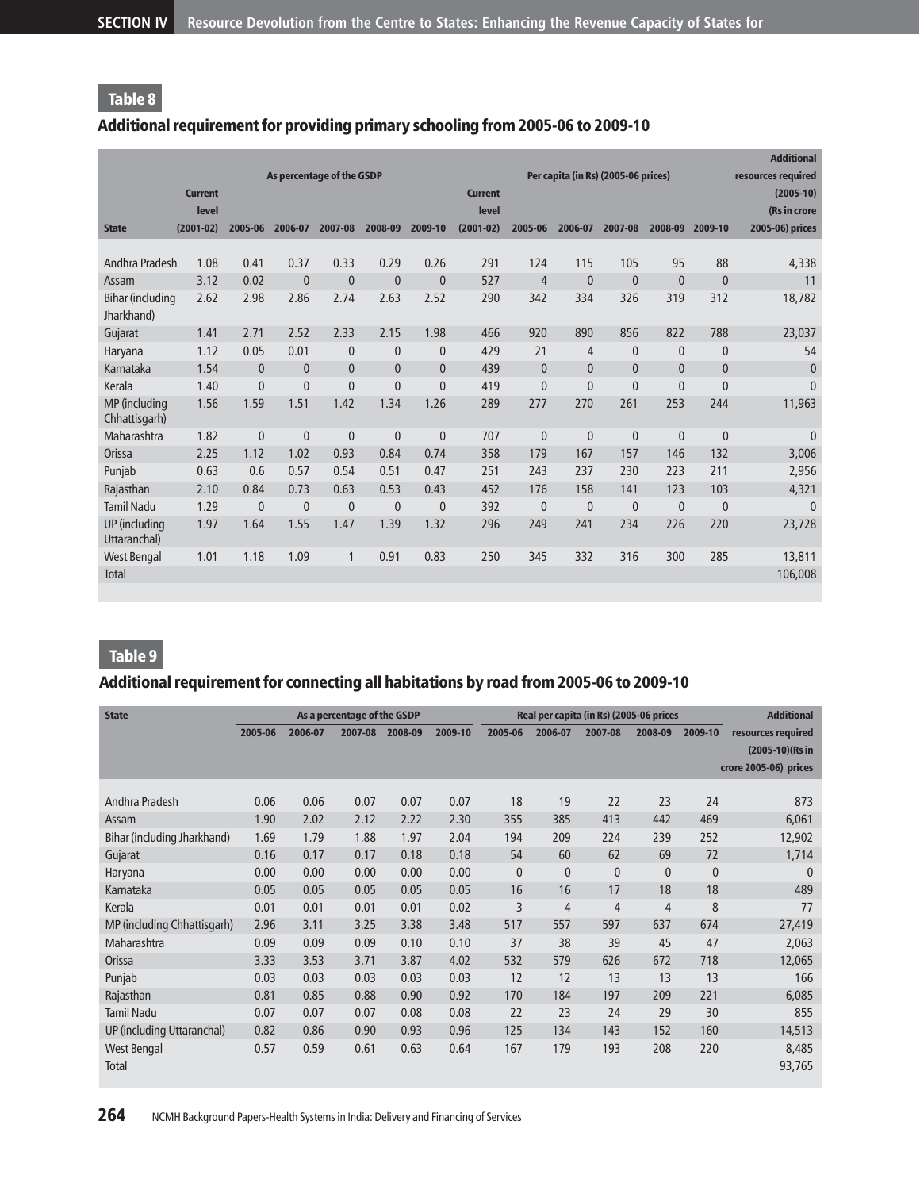## Table 8

### Additional requirement for providing primary schooling from 2005-06 to 2009-10

| State | As percentage of the GSDP | | | | | | Per capita (in Rs) (2005-06 prices) | | | | | | Additional resources required (2005-10) (Rs in crore 2005-06) prices |
|---|---|---|---|---|---|---|---|---|---|---|---|---|---|
| | Current level (2001-02) | 2005-06 | 2006-07 | 2007-08 | 2008-09 | 2009-10 | Current level (2001-02) | 2005-06 | 2006-07 | 2007-08 | 2008-09 | 2009-10 | |
| Andhra Pradesh | 1.08 | 0.41 | 0.37 | 0.33 | 0.29 | 0.26 | 291 | 124 | 115 | 105 | 95 | 88 | 4,338 |
| Assam | 3.12 | 0.02 | 0 | 0 | 0 | 0 | 527 | 4 | 0 | 0 | 0 | 0 | 11 |
| Bihar (including Jharkhand) | 2.62 | 2.98 | 2.86 | 2.74 | 2.63 | 2.52 | 290 | 342 | 334 | 326 | 319 | 312 | 18,782 |
| Gujarat | 1.41 | 2.71 | 2.52 | 2.33 | 2.15 | 1.98 | 466 | 920 | 890 | 856 | 822 | 788 | 23,037 |
| Haryana | 1.12 | 0.05 | 0.01 | 0 | 0 | 0 | 429 | 21 | 4 | 0 | 0 | 0 | 54 |
| Karnataka | 1.54 | 0 | 0 | 0 | 0 | 0 | 439 | 0 | 0 | 0 | 0 | 0 | 0 |
| Kerala | 1.40 | 0 | 0 | 0 | 0 | 0 | 419 | 0 | 0 | 0 | 0 | 0 | 0 |
| MP (including Chhattisgarh) | 1.56 | 1.59 | 1.51 | 1.42 | 1.34 | 1.26 | 289 | 277 | 270 | 261 | 253 | 244 | 11,963 |
| Maharashtra | 1.82 | 0 | 0 | 0 | 0 | 0 | 707 | 0 | 0 | 0 | 0 | 0 | 0 |
| Orissa | 2.25 | 1.12 | 1.02 | 0.93 | 0.84 | 0.74 | 358 | 179 | 167 | 157 | 146 | 132 | 3,006 |
| Punjab | 0.63 | 0.6 | 0.57 | 0.54 | 0.51 | 0.47 | 251 | 243 | 237 | 230 | 223 | 211 | 2,956 |
| Rajasthan | 2.10 | 0.84 | 0.73 | 0.63 | 0.53 | 0.43 | 452 | 176 | 158 | 141 | 123 | 103 | 4,321 |
| Tamil Nadu | 1.29 | 0 | 0 | 0 | 0 | 0 | 392 | 0 | 0 | 0 | 0 | 0 | 0 |
| UP (including Uttaranchal) | 1.97 | 1.64 | 1.55 | 1.47 | 1.39 | 1.32 | 296 | 249 | 241 | 234 | 226 | 220 | 23,728 |
| West Bengal | 1.01 | 1.18 | 1.09 | 1 | 0.91 | 0.83 | 250 | 345 | 332 | 316 | 300 | 285 | 13,811 |
| Total | | | | | | | | | | | | | 106,008 |

## Table 9

### Additional requirement for connecting all habitations by road from 2005-06 to 2009-10

| State | As a percentage of the GSDP | | | | | Real per capita (in Rs) (2005-06 prices | | | | | Additional resources required (2005-10)(Rs in crore 2005-06) prices |
|---|---|---|---|---|---|---|---|---|---|---|---|
| | 2005-06 | 2006-07 | 2007-08 | 2008-09 | 2009-10 | 2005-06 | 2006-07 | 2007-08 | 2008-09 | 2009-10 | |
| Andhra Pradesh | 0.06 | 0.06 | 0.07 | 0.07 | 0.07 | 18 | 19 | 22 | 23 | 24 | 873 |
| Assam | 1.90 | 2.02 | 2.12 | 2.22 | 2.30 | 355 | 385 | 413 | 442 | 469 | 6,061 |
| Bihar (including Jharkhand) | 1.69 | 1.79 | 1.88 | 1.97 | 2.04 | 194 | 209 | 224 | 239 | 252 | 12,902 |
| Gujarat | 0.16 | 0.17 | 0.17 | 0.18 | 0.18 | 54 | 60 | 62 | 69 | 72 | 1,714 |
| Haryana | 0.00 | 0.00 | 0.00 | 0.00 | 0.00 | 0 | 0 | 0 | 0 | 0 | 0 |
| Karnataka | 0.05 | 0.05 | 0.05 | 0.05 | 0.05 | 16 | 16 | 17 | 18 | 18 | 489 |
| Kerala | 0.01 | 0.01 | 0.01 | 0.01 | 0.02 | 3 | 4 | 4 | 4 | 8 | 77 |
| MP (including Chhattisgarh) | 2.96 | 3.11 | 3.25 | 3.38 | 3.48 | 517 | 557 | 597 | 637 | 674 | 27,419 |
| Maharashtra | 0.09 | 0.09 | 0.09 | 0.10 | 0.10 | 37 | 38 | 39 | 45 | 47 | 2,063 |
| Orissa | 3.33 | 3.53 | 3.71 | 3.87 | 4.02 | 532 | 579 | 626 | 672 | 718 | 12,065 |
| Punjab | 0.03 | 0.03 | 0.03 | 0.03 | 0.03 | 12 | 12 | 13 | 13 | 13 | 166 |
| Rajasthan | 0.81 | 0.85 | 0.88 | 0.90 | 0.92 | 170 | 184 | 197 | 209 | 221 | 6,085 |
| Tamil Nadu | 0.07 | 0.07 | 0.07 | 0.08 | 0.08 | 22 | 23 | 24 | 29 | 30 | 855 |
| UP (including Uttaranchal) | 0.82 | 0.86 | 0.90 | 0.93 | 0.96 | 125 | 134 | 143 | 152 | 160 | 14,513 |
| West Bengal | 0.57 | 0.59 | 0.61 | 0.63 | 0.64 | 167 | 179 | 193 | 208 | 220 | 8,485 |
| Total | | | | | | | | | | | 93,765 |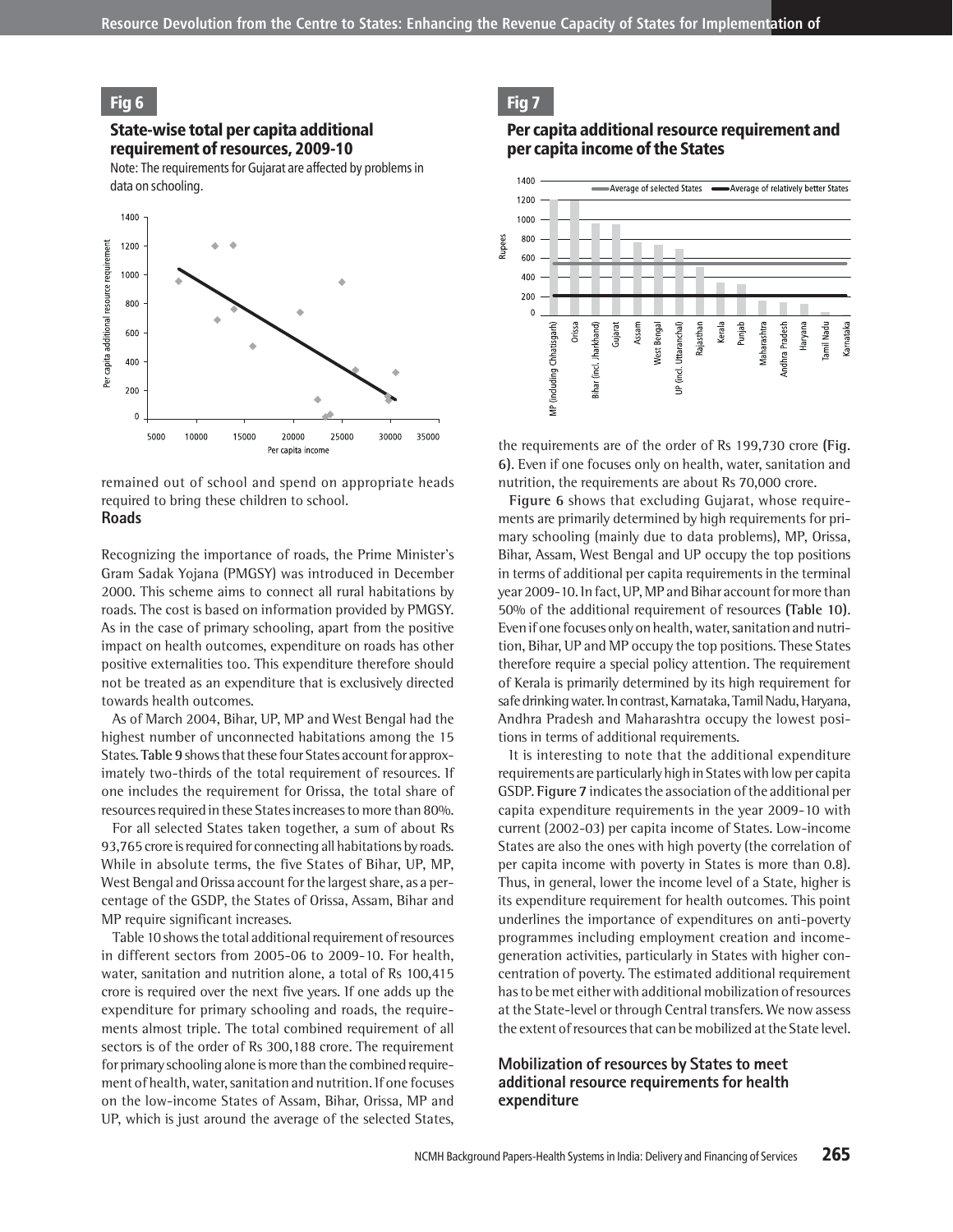**Fig 6**

**State-wise total per capita additional requirement of resources, 2009-10**

Note: The requirements for Gujarat are affected by problems in data on schooling.

**Fig 7**

**Per capita additional resource requirement and per capita income of the States**

remained out of school and spend on appropriate heads required to bring these children to school.

**Roads**

Recognizing the importance of roads, the Prime Minister's Gram Sadak Yojana (PMGSY) was introduced in December 2000. This scheme aims to connect all rural habitations by roads. The cost is based on information provided by PMGSY. As in the case of primary schooling, apart from the positive impact on health outcomes, expenditure on roads has other positive externalities too. This expenditure therefore should not be treated as an expenditure that is exclusively directed towards health outcomes.

As of March 2004, Bihar, UP, MP and West Bengal had the highest number of unconnected habitations among the 15 States. **Table 9** shows that these four States account for approximately two-thirds of the total requirement of resources. If one includes the requirement for Orissa, the total share of resources required in these States increases to more than 80%.

For all selected States taken together, a sum of about Rs 93,765 crore is required for connecting all habitations by roads. While in absolute terms, the five States of Bihar, UP, MP, West Bengal and Orissa account for the largest share, as a percentage of the GSDP, the States of Orissa, Assam, Bihar and MP require significant increases.

Table 10 shows the total additional requirement of resources in different sectors from 2005-06 to 2009-10. For health, water, sanitation and nutrition alone, a total of Rs 100,415 crore is required over the next five years. If one adds up the expenditure for primary schooling and roads, the requirements almost triple. The total combined requirement of all sectors is of the order of Rs 300,188 crore. The requirement for primary schooling alone is more than the combined requirement of health, water, sanitation and nutrition. If one focuses on the low-income States of Assam, Bihar, Orissa, MP and UP, which is just around the average of the selected States, the requirements are of the order of Rs 199,730 crore **(Fig. 6)**. Even if one focuses only on health, water, sanitation and nutrition, the requirements are about Rs 70,000 crore.

**Figure 6** shows that excluding Gujarat, whose requirements are primarily determined by high requirements for primary schooling (mainly due to data problems), MP, Orissa, Bihar, Assam, West Bengal and UP occupy the top positions in terms of additional per capita requirements in the terminal year 2009-10. In fact, UP, MP and Bihar account for more than 50% of the additional requirement of resources **(Table 10)**. Even if one focuses only on health, water, sanitation and nutrition, Bihar, UP and MP occupy the top positions. These States therefore require a special policy attention. The requirement of Kerala is primarily determined by its high requirement for safe drinking water. In contrast, Karnataka, Tamil Nadu, Haryana, Andhra Pradesh and Maharashtra occupy the lowest positions in terms of additional requirements.

It is interesting to note that the additional expenditure requirements are particularly high in States with low per capita GSDP. **Figure 7** indicates the association of the additional per capita expenditure requirements in the year 2009-10 with current (2002-03) per capita income of States. Low-income States are also the ones with high poverty (the correlation of per capita income with poverty in States is more than 0.8). Thus, in general, lower the income level of a State, higher is its expenditure requirement for health outcomes. This point underlines the importance of expenditures on anti-poverty programmes including employment creation and income-generation activities, particularly in States with higher concentration of poverty. The estimated additional requirement has to be met either with additional mobilization of resources at the State-level or through Central transfers. We now assess the extent of resources that can be mobilized at the State level.

## Mobilization of resources by States to meet additional resource requirements for health expenditure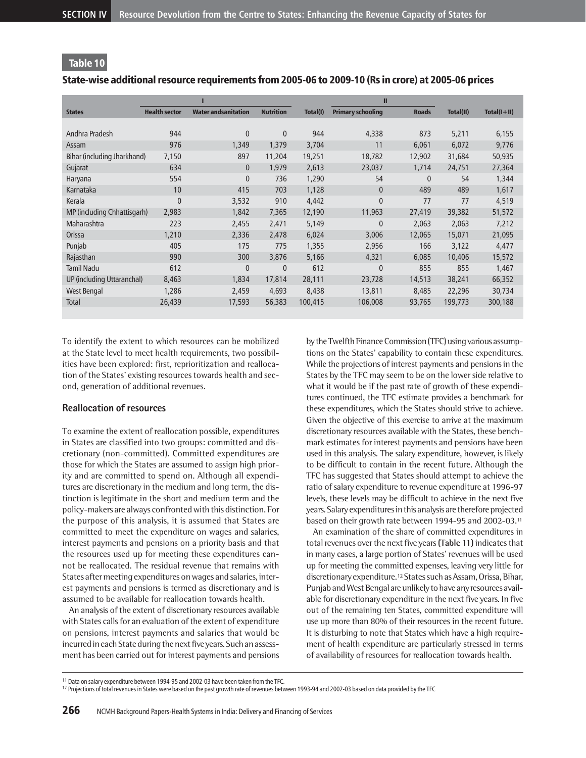## Table 10

### State-wise additional resource requirements from 2005-06 to 2009-10 (Rs in crore) at 2005-06 prices

| | I | | | | II | | | |
|---|---|---|---|---|---|---|---|---|
| States | Health sector | Water andsanitation | Nutrition | Total(I) | Primary schooling | Roads | Total(II) | Total(I+II) |
| Andhra Pradesh | 944 | 0 | 0 | 944 | 4,338 | 873 | 5,211 | 6,155 |
| Assam | 976 | 1,349 | 1,379 | 3,704 | 11 | 6,061 | 6,072 | 9,776 |
| Bihar (including Jharkhand) | 7,150 | 897 | 11,204 | 19,251 | 18,782 | 12,902 | 31,684 | 50,935 |
| Gujarat | 634 | 0 | 1,979 | 2,613 | 23,037 | 1,714 | 24,751 | 27,364 |
| Haryana | 554 | 0 | 736 | 1,290 | 54 | 0 | 54 | 1,344 |
| Karnataka | 10 | 415 | 703 | 1,128 | 0 | 489 | 489 | 1,617 |
| Kerala | 0 | 3,532 | 910 | 4,442 | 0 | 77 | 77 | 4,519 |
| MP (including Chhattisgarh) | 2,983 | 1,842 | 7,365 | 12,190 | 11,963 | 27,419 | 39,382 | 51,572 |
| Maharashtra | 223 | 2,455 | 2,471 | 5,149 | 0 | 2,063 | 2,063 | 7,212 |
| Orissa | 1,210 | 2,336 | 2,478 | 6,024 | 3,006 | 12,065 | 15,071 | 21,095 |
| Punjab | 405 | 175 | 775 | 1,355 | 2,956 | 166 | 3,122 | 4,477 |
| Rajasthan | 990 | 300 | 3,876 | 5,166 | 4,321 | 6,085 | 10,406 | 15,572 |
| Tamil Nadu | 612 | 0 | 0 | 612 | 0 | 855 | 855 | 1,467 |
| UP (including Uttaranchal) | 8,463 | 1,834 | 17,814 | 28,111 | 23,728 | 14,513 | 38,241 | 66,352 |
| West Bengal | 1,286 | 2,459 | 4,693 | 8,438 | 13,811 | 8,485 | 22,296 | 30,734 |
| Total | 26,439 | 17,593 | 56,383 | 100,415 | 106,008 | 93,765 | 199,773 | 300,188 |

To identify the extent to which resources can be mobilized at the State level to meet health requirements, two possibilities have been explored: first, reprioritization and reallocation of the States' existing resources towards health and second, generation of additional revenues.

### Reallocation of resources

To examine the extent of reallocation possible, expenditures in States are classified into two groups: committed and discretionary (non-committed). Committed expenditures are those for which the States are assumed to assign high priority and are committed to spend on. Although all expenditures are discretionary in the medium and long term, the distinction is legitimate in the short and medium term and the policy-makers are always confronted with this distinction. For the purpose of this analysis, it is assumed that States are committed to meet the expenditure on wages and salaries, interest payments and pensions on a priority basis and that the resources used up for meeting these expenditures cannot be reallocated. The residual revenue that remains with States after meeting expenditures on wages and salaries, interest payments and pensions is termed as discretionary and is assumed to be available for reallocation towards health.

An analysis of the extent of discretionary resources available with States calls for an evaluation of the extent of expenditure on pensions, interest payments and salaries that would be incurred in each State during the next five years. Such an assessment has been carried out for interest payments and pensions by the Twelfth Finance Commission (TFC) using various assumptions on the States' capability to contain these expenditures. While the projections of interest payments and pensions in the States by the TFC may seem to be on the lower side relative to what it would be if the past rate of growth of these expenditures continued, the TFC estimate provides a benchmark for these expenditures, which the States should strive to achieve. Given the objective of this exercise to arrive at the maximum discretionary resources available with the States, these benchmark estimates for interest payments and pensions have been used in this analysis. The salary expenditure, however, is likely to be difficult to contain in the recent future. Although the TFC has suggested that States should attempt to achieve the ratio of salary expenditure to revenue expenditure at 1996-97 levels, these levels may be difficult to achieve in the next five years. Salary expenditures in this analysis are therefore projected based on their growth rate between 1994-95 and 2002-03.[11]

An examination of the share of committed expenditures in total revenues over the next five years **(Table 11)** indicates that in many cases, a large portion of States' revenues will be used up for meeting the committed expenses, leaving very little for discretionary expenditure.[12] States such as Assam, Orissa, Bihar, Punjab and West Bengal are unlikely to have any resources available for discretionary expenditure in the next five years. In five out of the remaining ten States, committed expenditure will use up more than 80% of their resources in the recent future. It is disturbing to note that States which have a high requirement of health expenditure are particularly stressed in terms of availability of resources for reallocation towards health.

---

[11] Data on salary expenditure between 1994-95 and 2002-03 have been taken from the TFC.

[12] Projections of total revenues in States were based on the past growth rate of revenues between 1993-94 and 2002-03 based on data provided by the TFC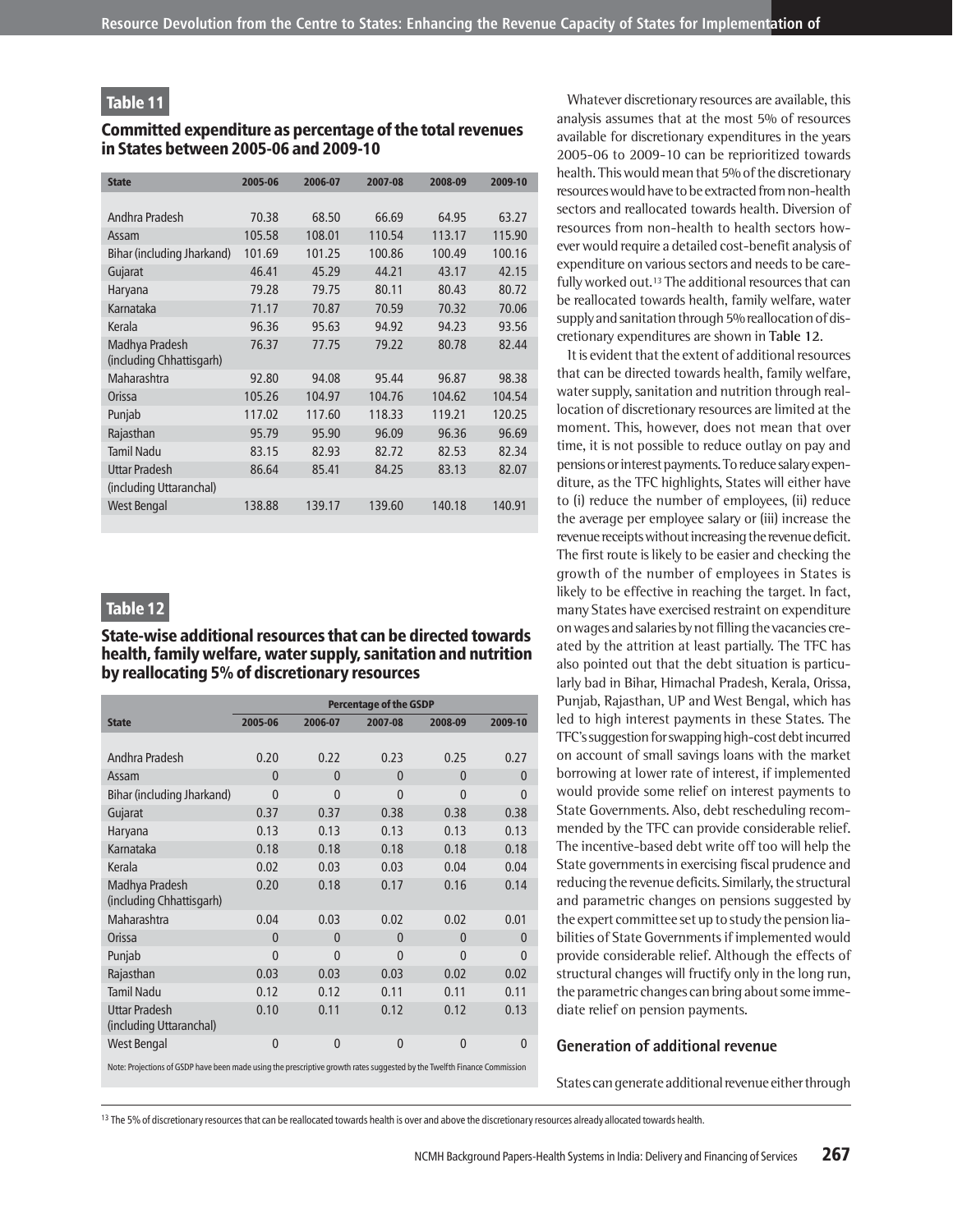## Table 11

### Committed expenditure as percentage of the total revenues in States between 2005-06 and 2009-10

| State | 2005-06 | 2006-07 | 2007-08 | 2008-09 | 2009-10 |
|---|---|---|---|---|---|
| Andhra Pradesh | 70.38 | 68.50 | 66.69 | 64.95 | 63.27 |
| Assam | 105.58 | 108.01 | 110.54 | 113.17 | 115.90 |
| Bihar (including Jharkand) | 101.69 | 101.25 | 100.86 | 100.49 | 100.16 |
| Gujarat | 46.41 | 45.29 | 44.21 | 43.17 | 42.15 |
| Haryana | 79.28 | 79.75 | 80.11 | 80.43 | 80.72 |
| Karnataka | 71.17 | 70.87 | 70.59 | 70.32 | 70.06 |
| Kerala | 96.36 | 95.63 | 94.92 | 94.23 | 93.56 |
| Madhya Pradesh (including Chhattisgarh) | 76.37 | 77.75 | 79.22 | 80.78 | 82.44 |
| Maharashtra | 92.80 | 94.08 | 95.44 | 96.87 | 98.38 |
| Orissa | 105.26 | 104.97 | 104.76 | 104.62 | 104.54 |
| Punjab | 117.02 | 117.60 | 118.33 | 119.21 | 120.25 |
| Rajasthan | 95.79 | 95.90 | 96.09 | 96.36 | 96.69 |
| Tamil Nadu | 83.15 | 82.93 | 82.72 | 82.53 | 82.34 |
| Uttar Pradesh (including Uttaranchal) | 86.64 | 85.41 | 84.25 | 83.13 | 82.07 |
| West Bengal | 138.88 | 139.17 | 139.60 | 140.18 | 140.91 |

## Table 12

### State-wise additional resources that can be directed towards health, family welfare, water supply, sanitation and nutrition by reallocating 5% of discretionary resources

| | Percentage of the GSDP | | | | |
|---|---|---|---|---|---|
| State | 2005-06 | 2006-07 | 2007-08 | 2008-09 | 2009-10 |
| Andhra Pradesh | 0.20 | 0.22 | 0.23 | 0.25 | 0.27 |
| Assam | 0 | 0 | 0 | 0 | 0 |
| Bihar (including Jharkand) | 0 | 0 | 0 | 0 | 0 |
| Gujarat | 0.37 | 0.37 | 0.38 | 0.38 | 0.38 |
| Haryana | 0.13 | 0.13 | 0.13 | 0.13 | 0.13 |
| Karnataka | 0.18 | 0.18 | 0.18 | 0.18 | 0.18 |
| Kerala | 0.02 | 0.03 | 0.03 | 0.04 | 0.04 |
| Madhya Pradesh (including Chhattisgarh) | 0.20 | 0.18 | 0.17 | 0.16 | 0.14 |
| Maharashtra | 0.04 | 0.03 | 0.02 | 0.02 | 0.01 |
| Orissa | 0 | 0 | 0 | 0 | 0 |
| Punjab | 0 | 0 | 0 | 0 | 0 |
| Rajasthan | 0.03 | 0.03 | 0.03 | 0.02 | 0.02 |
| Tamil Nadu | 0.12 | 0.12 | 0.11 | 0.11 | 0.11 |
| Uttar Pradesh (including Uttaranchal) | 0.10 | 0.11 | 0.12 | 0.12 | 0.13 |
| West Bengal | 0 | 0 | 0 | 0 | 0 |

Note: Projections of GSDP have been made using the prescriptive growth rates suggested by the Twelfth Finance Commission

Whatever discretionary resources are available, this analysis assumes that at the most 5% of resources available for discretionary expenditures in the years 2005-06 to 2009-10 can be reprioritized towards health. This would mean that 5% of the discretionary resources would have to be extracted from non-health sectors and reallocated towards health. Diversion of resources from non-health to health sectors however would require a detailed cost-benefit analysis of expenditure on various sectors and needs to be carefully worked out.[13] The additional resources that can be reallocated towards health, family welfare, water supply and sanitation through 5% reallocation of discretionary expenditures are shown in Table 12.

It is evident that the extent of additional resources that can be directed towards health, family welfare, water supply, sanitation and nutrition through reallocation of discretionary resources are limited at the moment. This, however, does not mean that over time, it is not possible to reduce outlay on pay and pensions or interest payments. To reduce salary expenditure, as the TFC highlights, States will either have to (i) reduce the number of employees, (ii) reduce the average per employee salary or (iii) increase the revenue receipts without increasing the revenue deficit. The first route is likely to be easier and checking the growth of the number of employees in States is likely to be effective in reaching the target. In fact, many States have exercised restraint on expenditure on wages and salaries by not filling the vacancies created by the attrition at least partially. The TFC has also pointed out that the debt situation is particularly bad in Bihar, Himachal Pradesh, Kerala, Orissa, Punjab, Rajasthan, UP and West Bengal, which has led to high interest payments in these States. The TFC's suggestion for swapping high-cost debt incurred on account of small savings loans with the market borrowing at lower rate of interest, if implemented would provide some relief on interest payments to State Governments. Also, debt rescheduling recommended by the TFC can provide considerable relief. The incentive-based debt write off too will help the State governments in exercising fiscal prudence and reducing the revenue deficits. Similarly, the structural and parametric changes on pensions suggested by the expert committee set up to study the pension liabilities of State Governments if implemented would provide considerable relief. Although the effects of structural changes will fructify only in the long run, the parametric changes can bring about some immediate relief on pension payments.

### Generation of additional revenue

States can generate additional revenue either through

[13] The 5% of discretionary resources that can be reallocated towards health is over and above the discretionary resources already allocated towards health.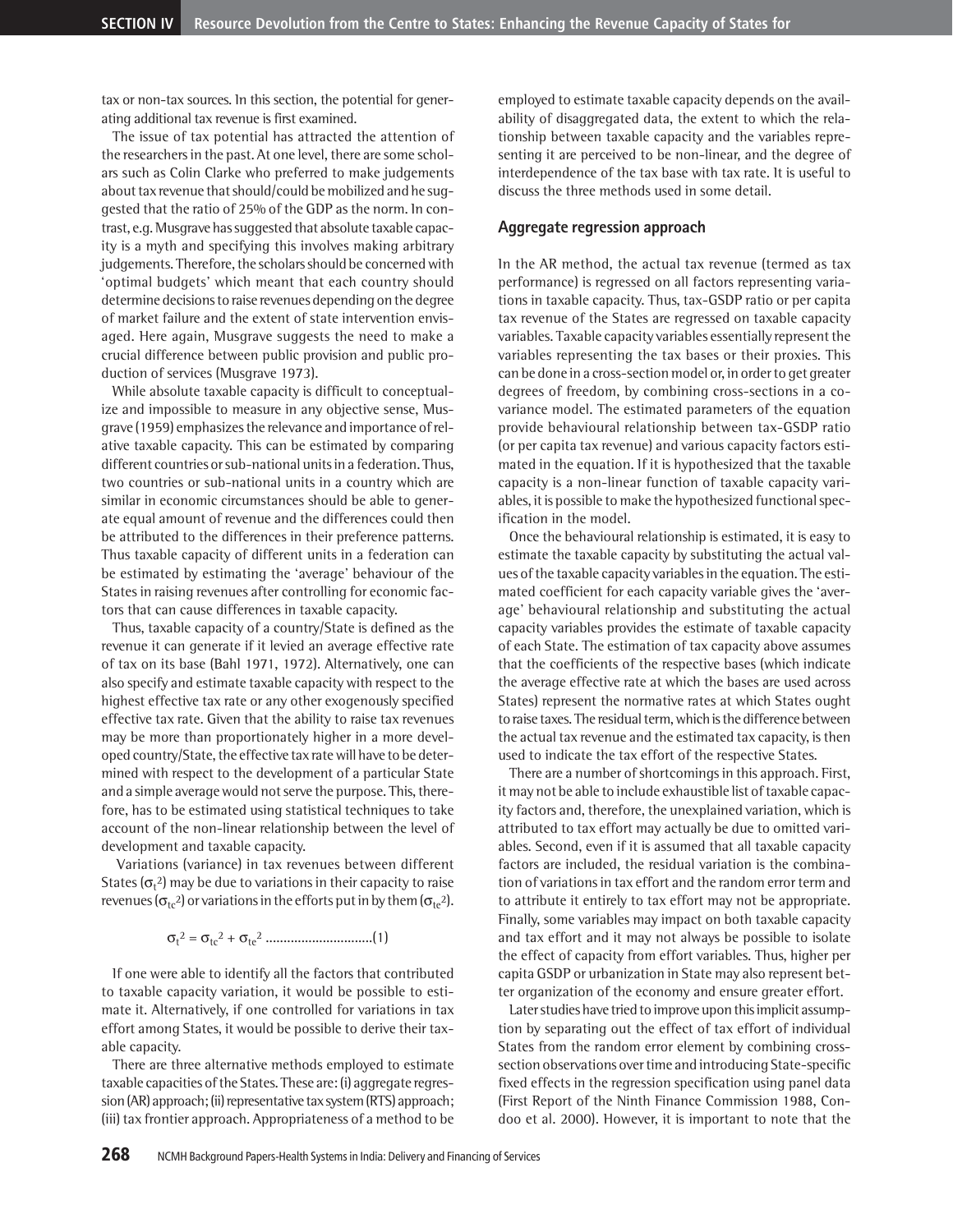tax or non-tax sources. In this section, the potential for generating additional tax revenue is first examined.

The issue of tax potential has attracted the attention of the researchers in the past. At one level, there are some scholars such as Colin Clarke who preferred to make judgements about tax revenue that should/could be mobilized and he suggested that the ratio of 25% of the GDP as the norm. In contrast, e.g. Musgrave has suggested that absolute taxable capacity is a myth and specifying this involves making arbitrary judgements. Therefore, the scholars should be concerned with 'optimal budgets' which meant that each country should determine decisions to raise revenues depending on the degree of market failure and the extent of state intervention envisaged. Here again, Musgrave suggests the need to make a crucial difference between public provision and public production of services (Musgrave 1973).

While absolute taxable capacity is difficult to conceptualize and impossible to measure in any objective sense, Musgrave (1959) emphasizes the relevance and importance of relative taxable capacity. This can be estimated by comparing different countries or sub-national units in a federation. Thus, two countries or sub-national units in a country which are similar in economic circumstances should be able to generate equal amount of revenue and the differences could then be attributed to the differences in their preference patterns. Thus taxable capacity of different units in a federation can be estimated by estimating the 'average' behaviour of the States in raising revenues after controlling for economic factors that can cause differences in taxable capacity.

Thus, taxable capacity of a country/State is defined as the revenue it can generate if it levied an average effective rate of tax on its base (Bahl 1971, 1972). Alternatively, one can also specify and estimate taxable capacity with respect to the highest effective tax rate or any other exogenously specified effective tax rate. Given that the ability to raise tax revenues may be more than proportionately higher in a more developed country/State, the effective tax rate will have to be determined with respect to the development of a particular State and a simple average would not serve the purpose. This, therefore, has to be estimated using statistical techniques to take account of the non-linear relationship between the level of development and taxable capacity.

Variations (variance) in tax revenues between different States ($\sigma_t^2$) may be due to variations in their capacity to raise revenues ($\sigma_{tc}^2$) or variations in the efforts put in by them ($\sigma_{te}^2$).

$$\sigma_t^2 = \sigma_{tc}^2 + \sigma_{te}^2 \quad \text{.............................}(1)$$

If one were able to identify all the factors that contributed to taxable capacity variation, it would be possible to estimate it. Alternatively, if one controlled for variations in tax effort among States, it would be possible to derive their taxable capacity.

There are three alternative methods employed to estimate taxable capacities of the States. These are: (i) aggregate regression (AR) approach; (ii) representative tax system (RTS) approach; (iii) tax frontier approach. Appropriateness of a method to be employed to estimate taxable capacity depends on the availability of disaggregated data, the extent to which the relationship between taxable capacity and the variables representing it are perceived to be non-linear, and the degree of interdependence of the tax base with tax rate. It is useful to discuss the three methods used in some detail.

### Aggregate regression approach

In the AR method, the actual tax revenue (termed as tax performance) is regressed on all factors representing variations in taxable capacity. Thus, tax-GSDP ratio or per capita tax revenue of the States are regressed on taxable capacity variables. Taxable capacity variables essentially represent the variables representing the tax bases or their proxies. This can be done in a cross-section model or, in order to get greater degrees of freedom, by combining cross-sections in a covariance model. The estimated parameters of the equation provide behavioural relationship between tax-GSDP ratio (or per capita tax revenue) and various capacity factors estimated in the equation. If it is hypothesized that the taxable capacity is a non-linear function of taxable capacity variables, it is possible to make the hypothesized functional specification in the model.

Once the behavioural relationship is estimated, it is easy to estimate the taxable capacity by substituting the actual values of the taxable capacity variables in the equation. The estimated coefficient for each capacity variable gives the 'average' behavioural relationship and substituting the actual capacity variables provides the estimate of taxable capacity of each State. The estimation of tax capacity above assumes that the coefficients of the respective bases (which indicate the average effective rate at which the bases are used across States) represent the normative rates at which States ought to raise taxes. The residual term, which is the difference between the actual tax revenue and the estimated tax capacity, is then used to indicate the tax effort of the respective States.

There are a number of shortcomings in this approach. First, it may not be able to include exhaustible list of taxable capacity factors and, therefore, the unexplained variation, which is attributed to tax effort may actually be due to omitted variables. Second, even if it is assumed that all taxable capacity factors are included, the residual variation is the combination of variations in tax effort and the random error term and to attribute it entirely to tax effort may not be appropriate. Finally, some variables may impact on both taxable capacity and tax effort and it may not always be possible to isolate the effect of capacity from effort variables. Thus, higher per capita GSDP or urbanization in State may also represent better organization of the economy and ensure greater effort.

Later studies have tried to improve upon this implicit assumption by separating out the effect of tax effort of individual States from the random error element by combining cross-section observations over time and introducing State-specific fixed effects in the regression specification using panel data (First Report of the Ninth Finance Commission 1988, Condoo et al. 2000). However, it is important to note that the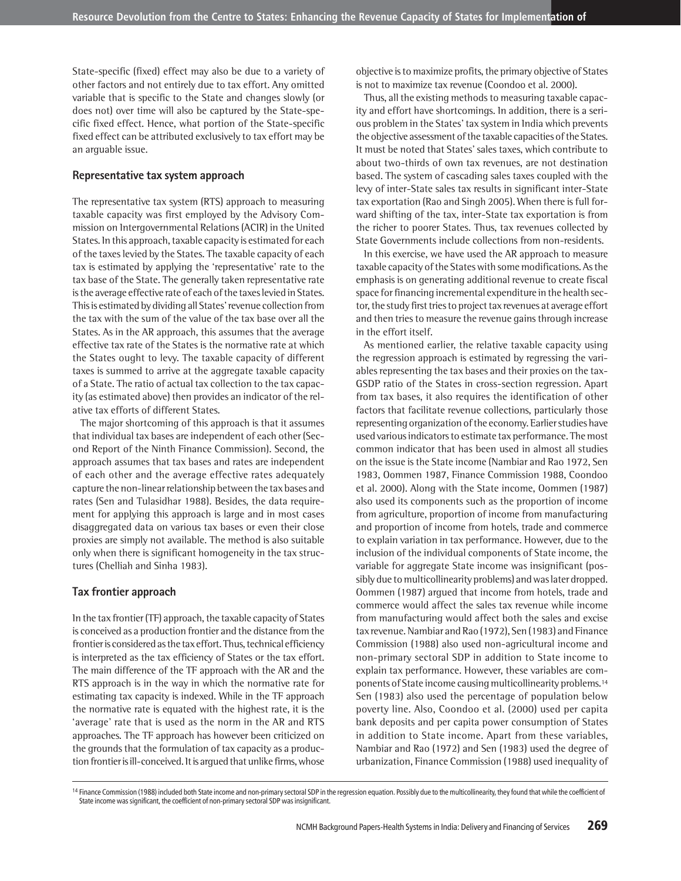State-specific (fixed) effect may also be due to a variety of other factors and not entirely due to tax effort. Any omitted variable that is specific to the State and changes slowly (or does not) over time will also be captured by the State-specific fixed effect. Hence, what portion of the State-specific fixed effect can be attributed exclusively to tax effort may be an arguable issue.

### Representative tax system approach

The representative tax system (RTS) approach to measuring taxable capacity was first employed by the Advisory Commission on Intergovernmental Relations (ACIR) in the United States. In this approach, taxable capacity is estimated for each of the taxes levied by the States. The taxable capacity of each tax is estimated by applying the 'representative' rate to the tax base of the State. The generally taken representative rate is the average effective rate of each of the taxes levied in States. This is estimated by dividing all States' revenue collection from the tax with the sum of the value of the tax base over all the States. As in the AR approach, this assumes that the average effective tax rate of the States is the normative rate at which the States ought to levy. The taxable capacity of different taxes is summed to arrive at the aggregate taxable capacity of a State. The ratio of actual tax collection to the tax capacity (as estimated above) then provides an indicator of the relative tax efforts of different States.

The major shortcoming of this approach is that it assumes that individual tax bases are independent of each other (Second Report of the Ninth Finance Commission). Second, the approach assumes that tax bases and rates are independent of each other and the average effective rates adequately capture the non-linear relationship between the tax bases and rates (Sen and Tulasidhar 1988). Besides, the data requirement for applying this approach is large and in most cases disaggregated data on various tax bases or even their close proxies are simply not available. The method is also suitable only when there is significant homogeneity in the tax structures (Chelliah and Sinha 1983).

### Tax frontier approach

In the tax frontier (TF) approach, the taxable capacity of States is conceived as a production frontier and the distance from the frontier is considered as the tax effort. Thus, technical efficiency is interpreted as the tax efficiency of States or the tax effort. The main difference of the TF approach with the AR and the RTS approach is in the way in which the normative rate for estimating tax capacity is indexed. While in the TF approach the normative rate is equated with the highest rate, it is the 'average' rate that is used as the norm in the AR and RTS approaches. The TF approach has however been criticized on the grounds that the formulation of tax capacity as a production frontier is ill-conceived. It is argued that unlike firms, whose objective is to maximize profits, the primary objective of States is not to maximize tax revenue (Coondoo et al. 2000).

Thus, all the existing methods to measuring taxable capacity and effort have shortcomings. In addition, there is a serious problem in the States' tax system in India which prevents the objective assessment of the taxable capacities of the States. It must be noted that States' sales taxes, which contribute to about two-thirds of own tax revenues, are not destination based. The system of cascading sales taxes coupled with the levy of inter-State sales tax results in significant inter-State tax exportation (Rao and Singh 2005). When there is full forward shifting of the tax, inter-State tax exportation is from the richer to poorer States. Thus, tax revenues collected by State Governments include collections from non-residents.

In this exercise, we have used the AR approach to measure taxable capacity of the States with some modifications. As the emphasis is on generating additional revenue to create fiscal space for financing incremental expenditure in the health sector, the study first tries to project tax revenues at average effort and then tries to measure the revenue gains through increase in the effort itself.

As mentioned earlier, the relative taxable capacity using the regression approach is estimated by regressing the variables representing the tax bases and their proxies on the tax-GSDP ratio of the States in cross-section regression. Apart from tax bases, it also requires the identification of other factors that facilitate revenue collections, particularly those representing organization of the economy. Earlier studies have used various indicators to estimate tax performance. The most common indicator that has been used in almost all studies on the issue is the State income (Nambiar and Rao 1972, Sen 1983, Oommen 1987, Finance Commission 1988, Coondoo et al. 2000). Along with the State income, Oommen (1987) also used its components such as the proportion of income from agriculture, proportion of income from manufacturing and proportion of income from hotels, trade and commerce to explain variation in tax performance. However, due to the inclusion of the individual components of State income, the variable for aggregate State income was insignificant (possibly due to multicollinearity problems) and was later dropped. Oommen (1987) argued that income from hotels, trade and commerce would affect the sales tax revenue while income from manufacturing would affect both the sales and excise tax revenue. Nambiar and Rao (1972), Sen (1983) and Finance Commission (1988) also used non-agricultural income and non-primary sectoral SDP in addition to State income to explain tax performance. However, these variables are components of State income causing multicollinearity problems.[14] Sen (1983) also used the percentage of population below poverty line. Also, Coondoo et al. (2000) used per capita bank deposits and per capita power consumption of States in addition to State income. Apart from these variables, Nambiar and Rao (1972) and Sen (1983) used the degree of urbanization, Finance Commission (1988) used inequality of

[14] Finance Commission (1988) included both State income and non-primary sectoral SDP in the regression equation. Possibly due to the multicollinearity, they found that while the coefficient of State income was significant, the coefficient of non-primary sectoral SDP was insignificant.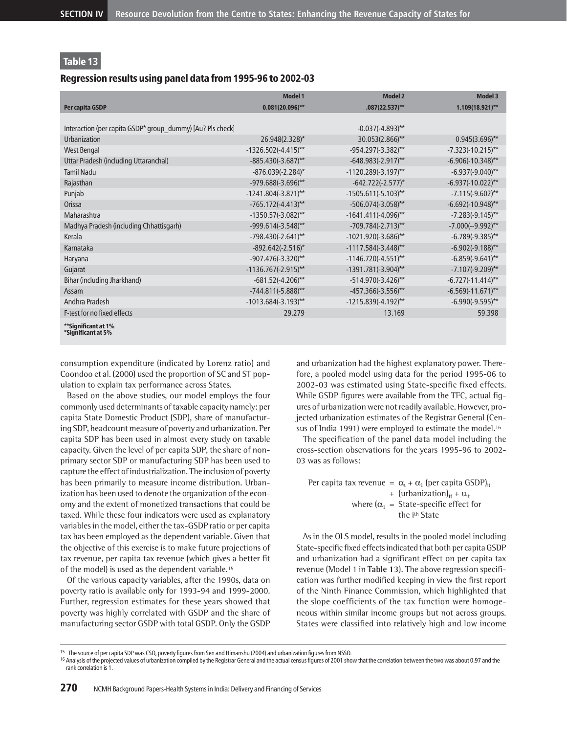## Table 13

### Regression results using panel data from 1995-96 to 2002-03

| | Model 1 | Model 2 | Model 3 |
|---|---|---|---|
| **Per capita GSDP** | **0.081(20.096)**** | **.087(22.537)**** | **1.109(18.921)**** |
| | | | |
| Interaction (per capita GSDP* group_dummy) [Au? Pls check] | | -0.037(-4.893)** | |
| Urbanization | 26.948(2.328)* | 30.053(2.866)** | 0.945(3.696)** |
| West Bengal | -1326.502(-4.415)** | -954.297(-3.382)** | -7.323(-10.215)** |
| Uttar Pradesh (including Uttaranchal) | -885.430(-3.687)** | -648.983(-2.917)** | -6.906(-10.348)** |
| Tamil Nadu | -876.039(-2.284)* | -1120.289(-3.197)** | -6.937(-9.040)** |
| Rajasthan | -979.688(-3.696)** | -642.722(-2.577)* | -6.937(-10.022)** |
| Punjab | -1241.804(-3.871)** | -1505.611(-5.103)** | -7.115(-9.602)** |
| Orissa | -765.172(-4.413)** | -506.074(-3.058)** | -6.692(-10.948)** |
| Maharashtra | -1350.57(-3.082)** | -1641.411(-4.096)** | -7.283(-9.145)** |
| Madhya Pradesh (including Chhattisgarh) | -999.614(-3.548)** | -709.784(-2.713)** | -7.000(--9.992)** |
| Kerala | -798.430(-2.641)** | -1021.920(-3.686)** | -6.789(-9.385)** |
| Karnataka | -892.642(-2.516)* | -1117.584(-3.448)** | -6.902(-9.188)** |
| Haryana | -907.476(-3.320)** | -1146.720(-4.551)** | -6.859(-9.641)** |
| Gujarat | -1136.767(-2.915)** | -1391.781(-3.904)** | -7.107(-9.209)** |
| Bihar (including Jharkhand) | -681.52(-4.206)** | -514.970(-3.426)** | -6.727(-11.414)** |
| Assam | -744.811(-5.888)** | -457.366(-3.556)** | -6.569(-11.671)** |
| Andhra Pradesh | -1013.684(-3.193)** | -1215.839(-4.192)** | -6.990(-9.595)** |
| F-test for no fixed effects | 29.279 | 13.169 | 59.398 |

**\*\*Significant at 1%**
**\*Significant at 5%**

consumption expenditure (indicated by Lorenz ratio) and Coondoo et al. (2000) used the proportion of SC and ST population to explain tax performance across States.

Based on the above studies, our model employs the four commonly used determinants of taxable capacity namely: per capita State Domestic Product (SDP), share of manufacturing SDP, headcount measure of poverty and urbanization. Per capita SDP has been used in almost every study on taxable capacity. Given the level of per capita SDP, the share of non-primary sector SDP or manufacturing SDP has been used to capture the effect of industrialization. The inclusion of poverty has been primarily to measure income distribution. Urbanization has been used to denote the organization of the economy and the extent of monetized transactions that could be taxed. While these four indicators were used as explanatory variables in the model, either the tax-GSDP ratio or per capita tax has been employed as the dependent variable. Given that the objective of this exercise is to make future projections of tax revenue, per capita tax revenue (which gives a better fit of the model) is used as the dependent variable.[15]

Of the various capacity variables, after the 1990s, data on poverty ratio is available only for 1993-94 and 1999-2000. Further, regression estimates for these years showed that poverty was highly correlated with GSDP and the share of manufacturing sector GSDP with total GSDP. Only the GSDP and urbanization had the highest explanatory power. Therefore, a pooled model using data for the period 1995-06 to 2002-03 was estimated using State-specific fixed effects. While GSDP figures were available from the TFC, actual figures of urbanization were not readily available. However, projected urbanization estimates of the Registrar General (Census of India 1991) were employed to estimate the model.[16]

The specification of the panel data model including the cross-section observations for the years 1995-96 to 2002-03 was as follows:

$$\text{Per capita tax revenue} = \alpha_t + \alpha_1 (\text{per capita GSDP})_{it} + (\text{urbanization})_{it} + u_{it}$$

where ($\alpha_1$ = State-specific effect for the $i^{th}$ State

As in the OLS model, results in the pooled model including State-specific fixed effects indicated that both per capita GSDP and urbanization had a significant effect on per capita tax revenue (Model 1 in **Table 13**). The above regression specification was further modified keeping in view the first report of the Ninth Finance Commission, which highlighted that the slope coefficients of the tax function were homogeneous within similar income groups but not across groups. States were classified into relatively high and low income

---

[15] The source of per capita SDP was CSO, poverty figures from Sen and Himanshu (2004) and urbanization figures from NSSO.

[16] Analysis of the projected values of urbanization compiled by the Registrar General and the actual census figures of 2001 show that the correlation between the two was about 0.97 and the rank correlation is 1.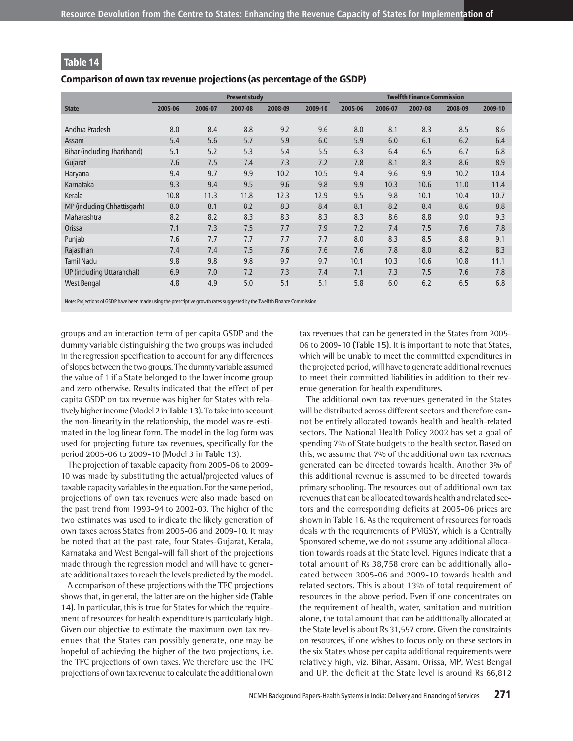## Table 14

### Comparison of own tax revenue projections (as percentage of the GSDP)

| State | Present study | | | | | Twelfth Finance Commission | | | | |
|---|---|---|---|---|---|---|---|---|---|---|
| | 2005-06 | 2006-07 | 2007-08 | 2008-09 | 2009-10 | 2005-06 | 2006-07 | 2007-08 | 2008-09 | 2009-10 |
| Andhra Pradesh | 8.0 | 8.4 | 8.8 | 9.2 | 9.6 | 8.0 | 8.1 | 8.3 | 8.5 | 8.6 |
| Assam | 5.4 | 5.6 | 5.7 | 5.9 | 6.0 | 5.9 | 6.0 | 6.1 | 6.2 | 6.4 |
| Bihar (including Jharkhand) | 5.1 | 5.2 | 5.3 | 5.4 | 5.5 | 6.3 | 6.4 | 6.5 | 6.7 | 6.8 |
| Gujarat | 7.6 | 7.5 | 7.4 | 7.3 | 7.2 | 7.8 | 8.1 | 8.3 | 8.6 | 8.9 |
| Haryana | 9.4 | 9.7 | 9.9 | 10.2 | 10.5 | 9.4 | 9.6 | 9.9 | 10.2 | 10.4 |
| Karnataka | 9.3 | 9.4 | 9.5 | 9.6 | 9.8 | 9.9 | 10.3 | 10.6 | 11.0 | 11.4 |
| Kerala | 10.8 | 11.3 | 11.8 | 12.3 | 12.9 | 9.5 | 9.8 | 10.1 | 10.4 | 10.7 |
| MP (including Chhattisgarh) | 8.0 | 8.1 | 8.2 | 8.3 | 8.4 | 8.1 | 8.2 | 8.4 | 8.6 | 8.8 |
| Maharashtra | 8.2 | 8.2 | 8.3 | 8.3 | 8.3 | 8.3 | 8.6 | 8.8 | 9.0 | 9.3 |
| Orissa | 7.1 | 7.3 | 7.5 | 7.7 | 7.9 | 7.2 | 7.4 | 7.5 | 7.6 | 7.8 |
| Punjab | 7.6 | 7.7 | 7.7 | 7.7 | 7.7 | 8.0 | 8.3 | 8.5 | 8.8 | 9.1 |
| Rajasthan | 7.4 | 7.4 | 7.5 | 7.6 | 7.6 | 7.6 | 7.8 | 8.0 | 8.2 | 8.3 |
| Tamil Nadu | 9.8 | 9.8 | 9.8 | 9.7 | 9.7 | 10.1 | 10.3 | 10.6 | 10.8 | 11.1 |
| UP (including Uttaranchal) | 6.9 | 7.0 | 7.2 | 7.3 | 7.4 | 7.1 | 7.3 | 7.5 | 7.6 | 7.8 |
| West Bengal | 4.8 | 4.9 | 5.0 | 5.1 | 5.1 | 5.8 | 6.0 | 6.2 | 6.5 | 6.8 |

Note: Projections of GSDP have been made using the prescriptive growth rates suggested by the Twelfth Finance Commission

groups and an interaction term of per capita GSDP and the dummy variable distinguishing the two groups was included in the regression specification to account for any differences of slopes between the two groups. The dummy variable assumed the value of 1 if a State belonged to the lower income group and zero otherwise. Results indicated that the effect of per capita GSDP on tax revenue was higher for States with relatively higher income (Model 2 in **Table 13**). To take into account the non-linearity in the relationship, the model was re-estimated in the log linear form. The model in the log form was used for projecting future tax revenues, specifically for the period 2005-06 to 2009-10 (Model 3 in **Table 13**).

The projection of taxable capacity from 2005-06 to 2009-10 was made by substituting the actual/projected values of taxable capacity variables in the equation. For the same period, projections of own tax revenues were also made based on the past trend from 1993-94 to 2002-03. The higher of the two estimates was used to indicate the likely generation of own taxes across States from 2005-06 and 2009-10. It may be noted that at the past rate, four States-Gujarat, Kerala, Karnataka and West Bengal-will fall short of the projections made through the regression model and will have to generate additional taxes to reach the levels predicted by the model.

A comparison of these projections with the TFC projections shows that, in general, the latter are on the higher side **(Table 14)**. In particular, this is true for States for which the requirement of resources for health expenditure is particularly high. Given our objective to estimate the maximum own tax revenues that the States can possibly generate, one may be hopeful of achieving the higher of the two projections, i.e. the TFC projections of own taxes. We therefore use the TFC projections of own tax revenue to calculate the additional own tax revenues that can be generated in the States from 2005-06 to 2009-10 **(Table 15)**. It is important to note that States, which will be unable to meet the committed expenditures in the projected period, will have to generate additional revenues to meet their committed liabilities in addition to their revenue generation for health expenditures.

The additional own tax revenues generated in the States will be distributed across different sectors and therefore cannot be entirely allocated towards health and health-related sectors. The National Health Policy 2002 has set a goal of spending 7% of State budgets to the health sector. Based on this, we assume that 7% of the additional own tax revenues generated can be directed towards health. Another 3% of this additional revenue is assumed to be directed towards primary schooling. The resources out of additional own tax revenues that can be allocated towards health and related sectors and the corresponding deficits at 2005-06 prices are shown in Table 16. As the requirement of resources for roads deals with the requirements of PMGSY, which is a Centrally Sponsored scheme, we do not assume any additional allocation towards roads at the State level. Figures indicate that a total amount of Rs 38,758 crore can be additionally allocated between 2005-06 and 2009-10 towards health and related sectors. This is about 13% of total requirement of resources in the above period. Even if one concentrates on the requirement of health, water, sanitation and nutrition alone, the total amount that can be additionally allocated at the State level is about Rs 31,557 crore. Given the constraints on resources, if one wishes to focus only on these sectors in the six States whose per capita additional requirements were relatively high, viz. Bihar, Assam, Orissa, MP, West Bengal and UP, the deficit at the State level is around Rs 66,812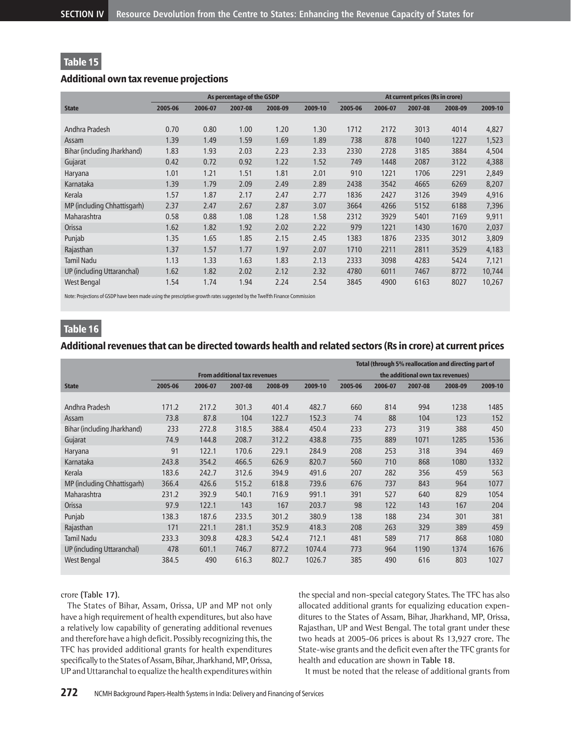## Table 15

### Additional own tax revenue projections

| State | As percentage of the GSDP | | | | | At current prices (Rs in crore) | | | | |
|---|---|---|---|---|---|---|---|---|---|---|
| | 2005-06 | 2006-07 | 2007-08 | 2008-09 | 2009-10 | 2005-06 | 2006-07 | 2007-08 | 2008-09 | 2009-10 |
| Andhra Pradesh | 0.70 | 0.80 | 1.00 | 1.20 | 1.30 | 1712 | 2172 | 3013 | 4014 | 4,827 |
| Assam | 1.39 | 1.49 | 1.59 | 1.69 | 1.89 | 738 | 878 | 1040 | 1227 | 1,523 |
| Bihar (including Jharkhand) | 1.83 | 1.93 | 2.03 | 2.23 | 2.33 | 2330 | 2728 | 3185 | 3884 | 4,504 |
| Gujarat | 0.42 | 0.72 | 0.92 | 1.22 | 1.52 | 749 | 1448 | 2087 | 3122 | 4,388 |
| Haryana | 1.01 | 1.21 | 1.51 | 1.81 | 2.01 | 910 | 1221 | 1706 | 2291 | 2,849 |
| Karnataka | 1.39 | 1.79 | 2.09 | 2.49 | 2.89 | 2438 | 3542 | 4665 | 6269 | 8,207 |
| Kerala | 1.57 | 1.87 | 2.17 | 2.47 | 2.77 | 1836 | 2427 | 3126 | 3949 | 4,916 |
| MP (including Chhattisgarh) | 2.37 | 2.47 | 2.67 | 2.87 | 3.07 | 3664 | 4266 | 5152 | 6188 | 7,396 |
| Maharashtra | 0.58 | 0.88 | 1.08 | 1.28 | 1.58 | 2312 | 3929 | 5401 | 7169 | 9,911 |
| Orissa | 1.62 | 1.82 | 1.92 | 2.02 | 2.22 | 979 | 1221 | 1430 | 1670 | 2,037 |
| Punjab | 1.35 | 1.65 | 1.85 | 2.15 | 2.45 | 1383 | 1876 | 2335 | 3012 | 3,809 |
| Rajasthan | 1.37 | 1.57 | 1.77 | 1.97 | 2.07 | 1710 | 2211 | 2811 | 3529 | 4,183 |
| Tamil Nadu | 1.13 | 1.33 | 1.63 | 1.83 | 2.13 | 2333 | 3098 | 4283 | 5424 | 7,121 |
| UP (including Uttaranchal) | 1.62 | 1.82 | 2.02 | 2.12 | 2.32 | 4780 | 6011 | 7467 | 8772 | 10,744 |
| West Bengal | 1.54 | 1.74 | 1.94 | 2.24 | 2.54 | 3845 | 4900 | 6163 | 8027 | 10,267 |

Note: Projections of GSDP have been made using the prescriptive growth rates suggested by the Twelfth Finance Commission

## Table 16

### Additional revenues that can be directed towards health and related sectors (Rs in crore) at current prices

| State | From additional tax revenues | | | | | Total (through 5% reallocation and directing part of the additional own tax revenues) | | | | |
|---|---|---|---|---|---|---|---|---|---|---|
| | 2005-06 | 2006-07 | 2007-08 | 2008-09 | 2009-10 | 2005-06 | 2006-07 | 2007-08 | 2008-09 | 2009-10 |
| Andhra Pradesh | 171.2 | 217.2 | 301.3 | 401.4 | 482.7 | 660 | 814 | 994 | 1238 | 1485 |
| Assam | 73.8 | 87.8 | 104 | 122.7 | 152.3 | 74 | 88 | 104 | 123 | 152 |
| Bihar (including Jharkhand) | 233 | 272.8 | 318.5 | 388.4 | 450.4 | 233 | 273 | 319 | 388 | 450 |
| Gujarat | 74.9 | 144.8 | 208.7 | 312.2 | 438.8 | 735 | 889 | 1071 | 1285 | 1536 |
| Haryana | 91 | 122.1 | 170.6 | 229.1 | 284.9 | 208 | 253 | 318 | 394 | 469 |
| Karnataka | 243.8 | 354.2 | 466.5 | 626.9 | 820.7 | 560 | 710 | 868 | 1080 | 1332 |
| Kerala | 183.6 | 242.7 | 312.6 | 394.9 | 491.6 | 207 | 282 | 356 | 459 | 563 |
| MP (including Chhattisgarh) | 366.4 | 426.6 | 515.2 | 618.8 | 739.6 | 676 | 737 | 843 | 964 | 1077 |
| Maharashtra | 231.2 | 392.9 | 540.1 | 716.9 | 991.1 | 391 | 527 | 640 | 829 | 1054 |
| Orissa | 97.9 | 122.1 | 143 | 167 | 203.7 | 98 | 122 | 143 | 167 | 204 |
| Punjab | 138.3 | 187.6 | 233.5 | 301.2 | 380.9 | 138 | 188 | 234 | 301 | 381 |
| Rajasthan | 171 | 221.1 | 281.1 | 352.9 | 418.3 | 208 | 263 | 329 | 389 | 459 |
| Tamil Nadu | 233.3 | 309.8 | 428.3 | 542.4 | 712.1 | 481 | 589 | 717 | 868 | 1080 |
| UP (including Uttaranchal) | 478 | 601.1 | 746.7 | 877.2 | 1074.4 | 773 | 964 | 1190 | 1374 | 1676 |
| West Bengal | 384.5 | 490 | 616.3 | 802.7 | 1026.7 | 385 | 490 | 616 | 803 | 1027 |

crore **(Table 17)**.

The States of Bihar, Assam, Orissa, UP and MP not only have a high requirement of health expenditures, but also have a relatively low capability of generating additional revenues and therefore have a high deficit. Possibly recognizing this, the TFC has provided additional grants for health expenditures specifically to the States of Assam, Bihar, Jharkhand, MP, Orissa, UP and Uttaranchal to equalize the health expenditures within the special and non-special category States. The TFC has also allocated additional grants for equalizing education expenditures to the States of Assam, Bihar, Jharkhand, MP, Orissa, Rajasthan, UP and West Bengal. The total grant under these two heads at 2005-06 prices is about Rs 13,927 crore. The State-wise grants and the deficit even after the TFC grants for health and education are shown in **Table 18**.

It must be noted that the release of additional grants from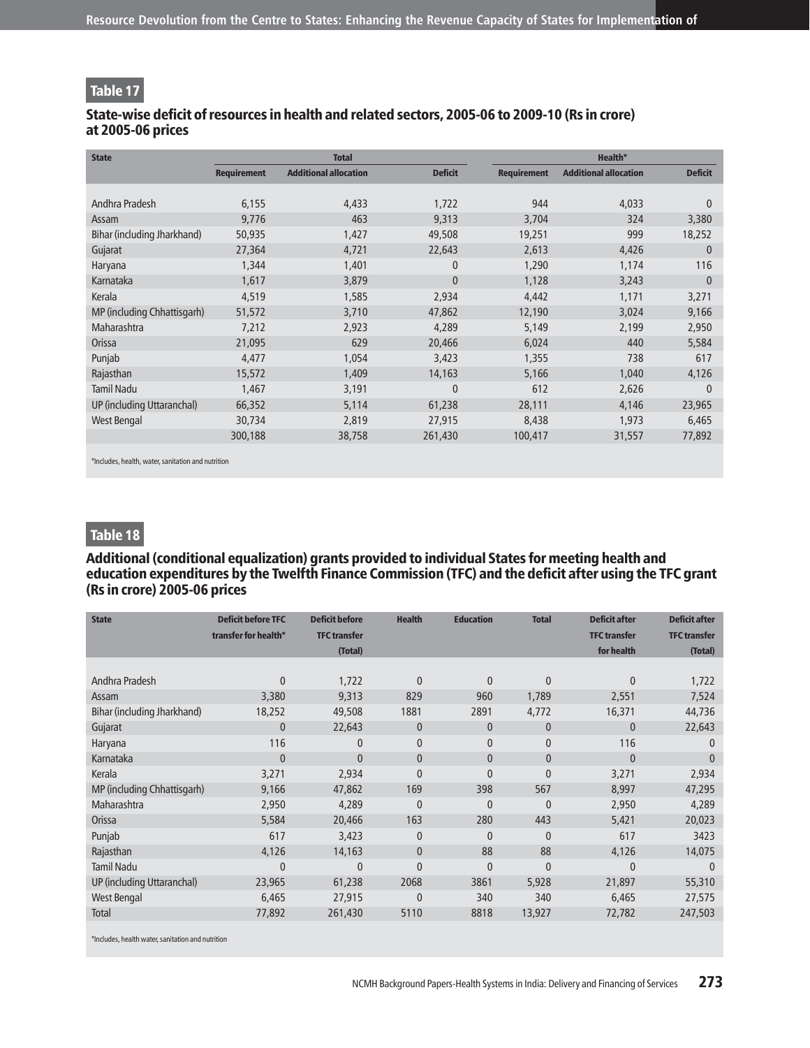## Table 17

### State-wise deficit of resources in health and related sectors, 2005-06 to 2009-10 (Rs in crore) at 2005-06 prices

| State | Total | | | Health* | | |
|---|---|---|---|---|---|---|
| | Requirement | Additional allocation | Deficit | Requirement | Additional allocation | Deficit |
| Andhra Pradesh | 6,155 | 4,433 | 1,722 | 944 | 4,033 | 0 |
| Assam | 9,776 | 463 | 9,313 | 3,704 | 324 | 3,380 |
| Bihar (including Jharkhand) | 50,935 | 1,427 | 49,508 | 19,251 | 999 | 18,252 |
| Gujarat | 27,364 | 4,721 | 22,643 | 2,613 | 4,426 | 0 |
| Haryana | 1,344 | 1,401 | 0 | 1,290 | 1,174 | 116 |
| Karnataka | 1,617 | 3,879 | 0 | 1,128 | 3,243 | 0 |
| Kerala | 4,519 | 1,585 | 2,934 | 4,442 | 1,171 | 3,271 |
| MP (including Chhattisgarh) | 51,572 | 3,710 | 47,862 | 12,190 | 3,024 | 9,166 |
| Maharashtra | 7,212 | 2,923 | 4,289 | 5,149 | 2,199 | 2,950 |
| Orissa | 21,095 | 629 | 20,466 | 6,024 | 440 | 5,584 |
| Punjab | 4,477 | 1,054 | 3,423 | 1,355 | 738 | 617 |
| Rajasthan | 15,572 | 1,409 | 14,163 | 5,166 | 1,040 | 4,126 |
| Tamil Nadu | 1,467 | 3,191 | 0 | 612 | 2,626 | 0 |
| UP (including Uttaranchal) | 66,352 | 5,114 | 61,238 | 28,111 | 4,146 | 23,965 |
| West Bengal | 30,734 | 2,819 | 27,915 | 8,438 | 1,973 | 6,465 |
| | 300,188 | 38,758 | 261,430 | 100,417 | 31,557 | 77,892 |

*Includes, health, water, sanitation and nutrition

## Table 18

### Additional (conditional equalization) grants provided to individual States for meeting health and education expenditures by the Twelfth Finance Commission (TFC) and the deficit after using the TFC grant (Rs in crore) 2005-06 prices

| State | Deficit before TFC transfer for health* | Deficit before TFC transfer (Total) | Health | Education | Total | Deficit after TFC transfer for health | Deficit after TFC transfer (Total) |
|---|---|---|---|---|---|---|---|
| Andhra Pradesh | 0 | 1,722 | 0 | 0 | 0 | 0 | 1,722 |
| Assam | 3,380 | 9,313 | 829 | 960 | 1,789 | 2,551 | 7,524 |
| Bihar (including Jharkhand) | 18,252 | 49,508 | 1881 | 2891 | 4,772 | 16,371 | 44,736 |
| Gujarat | 0 | 22,643 | 0 | 0 | 0 | 0 | 22,643 |
| Haryana | 116 | 0 | 0 | 0 | 0 | 116 | 0 |
| Karnataka | 0 | 0 | 0 | 0 | 0 | 0 | 0 |
| Kerala | 3,271 | 2,934 | 0 | 0 | 0 | 3,271 | 2,934 |
| MP (including Chhattisgarh) | 9,166 | 47,862 | 169 | 398 | 567 | 8,997 | 47,295 |
| Maharashtra | 2,950 | 4,289 | 0 | 0 | 0 | 2,950 | 4,289 |
| Orissa | 5,584 | 20,466 | 163 | 280 | 443 | 5,421 | 20,023 |
| Punjab | 617 | 3,423 | 0 | 0 | 0 | 617 | 3423 |
| Rajasthan | 4,126 | 14,163 | 0 | 88 | 88 | 4,126 | 14,075 |
| Tamil Nadu | 0 | 0 | 0 | 0 | 0 | 0 | 0 |
| UP (including Uttaranchal) | 23,965 | 61,238 | 2068 | 3861 | 5,928 | 21,897 | 55,310 |
| West Bengal | 6,465 | 27,915 | 0 | 340 | 340 | 6,465 | 27,575 |
| Total | 77,892 | 261,430 | 5110 | 8818 | 13,927 | 72,782 | 247,503 |

*Includes, health water, sanitation and nutrition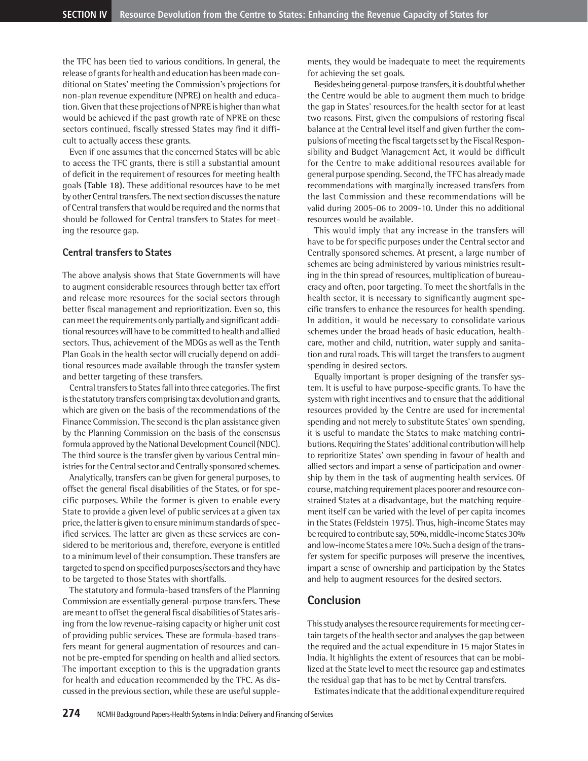the TFC has been tied to various conditions. In general, the release of grants for health and education has been made conditional on States' meeting the Commission's projections for non-plan revenue expenditure (NPRE) on health and education. Given that these projections of NPRE is higher than what would be achieved if the past growth rate of NPRE on these sectors continued, fiscally stressed States may find it difficult to actually access these grants.

Even if one assumes that the concerned States will be able to access the TFC grants, there is still a substantial amount of deficit in the requirement of resources for meeting health goals **(Table 18)**. These additional resources have to be met by other Central transfers. The next section discusses the nature of Central transfers that would be required and the norms that should be followed for Central transfers to States for meeting the resource gap.

### Central transfers to States

The above analysis shows that State Governments will have to augment considerable resources through better tax effort and release more resources for the social sectors through better fiscal management and reprioritization. Even so, this can meet the requirements only partially and significant additional resources will have to be committed to health and allied sectors. Thus, achievement of the MDGs as well as the Tenth Plan Goals in the health sector will crucially depend on additional resources made available through the transfer system and better targeting of these transfers.

Central transfers to States fall into three categories. The first is the statutory transfers comprising tax devolution and grants, which are given on the basis of the recommendations of the Finance Commission. The second is the plan assistance given by the Planning Commission on the basis of the consensus formula approved by the National Development Council (NDC). The third source is the transfer given by various Central ministries for the Central sector and Centrally sponsored schemes.

Analytically, transfers can be given for general purposes, to offset the general fiscal disabilities of the States, or for specific purposes. While the former is given to enable every State to provide a given level of public services at a given tax price, the latter is given to ensure minimum standards of specified services. The latter are given as these services are considered to be meritorious and, therefore, everyone is entitled to a minimum level of their consumption. These transfers are targeted to spend on specified purposes/sectors and they have to be targeted to those States with shortfalls.

The statutory and formula-based transfers of the Planning Commission are essentially general-purpose transfers. These are meant to offset the general fiscal disabilities of States arising from the low revenue-raising capacity or higher unit cost of providing public services. These are formula-based transfers meant for general augmentation of resources and cannot be pre-empted for spending on health and allied sectors. The important exception to this is the upgradation grants for health and education recommended by the TFC. As discussed in the previous section, while these are useful supplements, they would be inadequate to meet the requirements for achieving the set goals.

Besides being general-purpose transfers, it is doubtful whether the Centre would be able to augment them much to bridge the gap in States' resources.for the health sector for at least two reasons. First, given the compulsions of restoring fiscal balance at the Central level itself and given further the compulsions of meeting the fiscal targets set by the Fiscal Responsibility and Budget Management Act, it would be difficult for the Centre to make additional resources available for general purpose spending. Second, the TFC has already made recommendations with marginally increased transfers from the last Commission and these recommendations will be valid during 2005-06 to 2009-10. Under this no additional resources would be available.

This would imply that any increase in the transfers will have to be for specific purposes under the Central sector and Centrally sponsored schemes. At present, a large number of schemes are being administered by various ministries resulting in the thin spread of resources, multiplication of bureaucracy and often, poor targeting. To meet the shortfalls in the health sector, it is necessary to significantly augment specific transfers to enhance the resources for health spending. In addition, it would be necessary to consolidate various schemes under the broad heads of basic education, healthcare, mother and child, nutrition, water supply and sanitation and rural roads. This will target the transfers to augment spending in desired sectors.

Equally important is proper designing of the transfer system. It is useful to have purpose-specific grants. To have the system with right incentives and to ensure that the additional resources provided by the Centre are used for incremental spending and not merely to substitute States' own spending, it is useful to mandate the States to make matching contributions. Requiring the States' additional contribution will help to reprioritize States' own spending in favour of health and allied sectors and impart a sense of participation and ownership by them in the task of augmenting health services. Of course, matching requirement places poorer and resource constrained States at a disadvantage, but the matching requirement itself can be varied with the level of per capita incomes in the States (Feldstein 1975). Thus, high-income States may be required to contribute say, 50%, middle-income States 30% and low-income States a mere 10%. Such a design of the transfer system for specific purposes will preserve the incentives, impart a sense of ownership and participation by the States and help to augment resources for the desired sectors.

## Conclusion

This study analyses the resource requirements for meeting certain targets of the health sector and analyses the gap between the required and the actual expenditure in 15 major States in India. It highlights the extent of resources that can be mobilized at the State level to meet the resource gap and estimates the residual gap that has to be met by Central transfers.

Estimates indicate that the additional expenditure required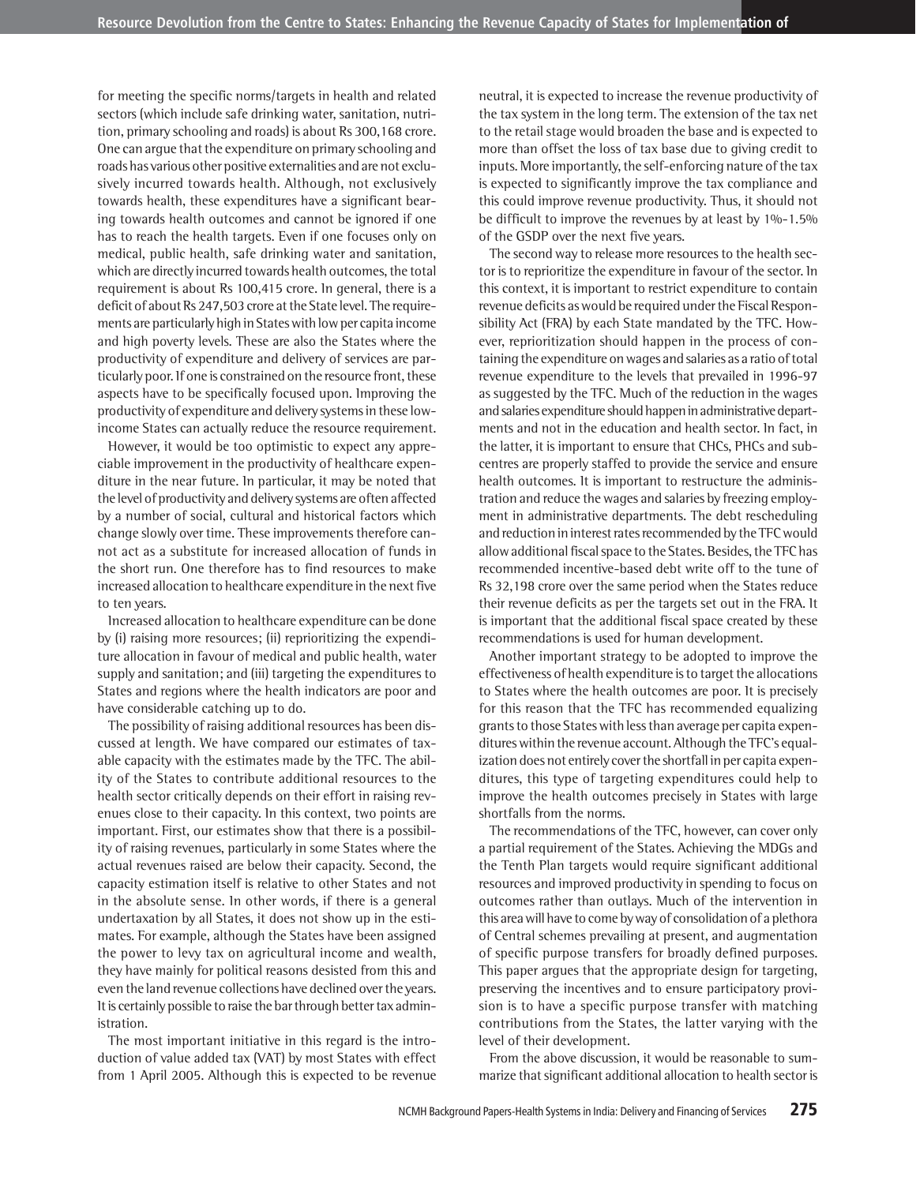for meeting the specific norms/targets in health and related sectors (which include safe drinking water, sanitation, nutrition, primary schooling and roads) is about Rs 300,168 crore. One can argue that the expenditure on primary schooling and roads has various other positive externalities and are not exclusively incurred towards health. Although, not exclusively towards health, these expenditures have a significant bearing towards health outcomes and cannot be ignored if one has to reach the health targets. Even if one focuses only on medical, public health, safe drinking water and sanitation, which are directly incurred towards health outcomes, the total requirement is about Rs 100,415 crore. In general, there is a deficit of about Rs 247,503 crore at the State level. The requirements are particularly high in States with low per capita income and high poverty levels. These are also the States where the productivity of expenditure and delivery of services are particularly poor. If one is constrained on the resource front, these aspects have to be specifically focused upon. Improving the productivity of expenditure and delivery systems in these low-income States can actually reduce the resource requirement.

However, it would be too optimistic to expect any appreciable improvement in the productivity of healthcare expenditure in the near future. In particular, it may be noted that the level of productivity and delivery systems are often affected by a number of social, cultural and historical factors which change slowly over time. These improvements therefore cannot act as a substitute for increased allocation of funds in the short run. One therefore has to find resources to make increased allocation to healthcare expenditure in the next five to ten years.

Increased allocation to healthcare expenditure can be done by (i) raising more resources; (ii) reprioritizing the expenditure allocation in favour of medical and public health, water supply and sanitation; and (iii) targeting the expenditures to States and regions where the health indicators are poor and have considerable catching up to do.

The possibility of raising additional resources has been discussed at length. We have compared our estimates of taxable capacity with the estimates made by the TFC. The ability of the States to contribute additional resources to the health sector critically depends on their effort in raising revenues close to their capacity. In this context, two points are important. First, our estimates show that there is a possibility of raising revenues, particularly in some States where the actual revenues raised are below their capacity. Second, the capacity estimation itself is relative to other States and not in the absolute sense. In other words, if there is a general undertaxation by all States, it does not show up in the estimates. For example, although the States have been assigned the power to levy tax on agricultural income and wealth, they have mainly for political reasons desisted from this and even the land revenue collections have declined over the years. It is certainly possible to raise the bar through better tax administration.

The most important initiative in this regard is the introduction of value added tax (VAT) by most States with effect from 1 April 2005. Although this is expected to be revenue neutral, it is expected to increase the revenue productivity of the tax system in the long term. The extension of the tax net to the retail stage would broaden the base and is expected to more than offset the loss of tax base due to giving credit to inputs. More importantly, the self-enforcing nature of the tax is expected to significantly improve the tax compliance and this could improve revenue productivity. Thus, it should not be difficult to improve the revenues by at least by 1%–1.5% of the GSDP over the next five years.

The second way to release more resources to the health sector is to reprioritize the expenditure in favour of the sector. In this context, it is important to restrict expenditure to contain revenue deficits as would be required under the Fiscal Responsibility Act (FRA) by each State mandated by the TFC. However, reprioritization should happen in the process of containing the expenditure on wages and salaries as a ratio of total revenue expenditure to the levels that prevailed in 1996–97 as suggested by the TFC. Much of the reduction in the wages and salaries expenditure should happen in administrative departments and not in the education and health sector. In fact, in the latter, it is important to ensure that CHCs, PHCs and subcentres are properly staffed to provide the service and ensure health outcomes. It is important to restructure the administration and reduce the wages and salaries by freezing employment in administrative departments. The debt rescheduling and reduction in interest rates recommended by the TFC would allow additional fiscal space to the States. Besides, the TFC has recommended incentive-based debt write off to the tune of Rs 32,198 crore over the same period when the States reduce their revenue deficits as per the targets set out in the FRA. It is important that the additional fiscal space created by these recommendations is used for human development.

Another important strategy to be adopted to improve the effectiveness of health expenditure is to target the allocations to States where the health outcomes are poor. It is precisely for this reason that the TFC has recommended equalizing grants to those States with less than average per capita expenditures within the revenue account. Although the TFC's equalization does not entirely cover the shortfall in per capita expenditures, this type of targeting expenditures could help to improve the health outcomes precisely in States with large shortfalls from the norms.

The recommendations of the TFC, however, can cover only a partial requirement of the States. Achieving the MDGs and the Tenth Plan targets would require significant additional resources and improved productivity in spending to focus on outcomes rather than outlays. Much of the intervention in this area will have to come by way of consolidation of a plethora of Central schemes prevailing at present, and augmentation of specific purpose transfers for broadly defined purposes. This paper argues that the appropriate design for targeting, preserving the incentives and to ensure participatory provision is to have a specific purpose transfer with matching contributions from the States, the latter varying with the level of their development.

From the above discussion, it would be reasonable to summarize that significant additional allocation to health sector is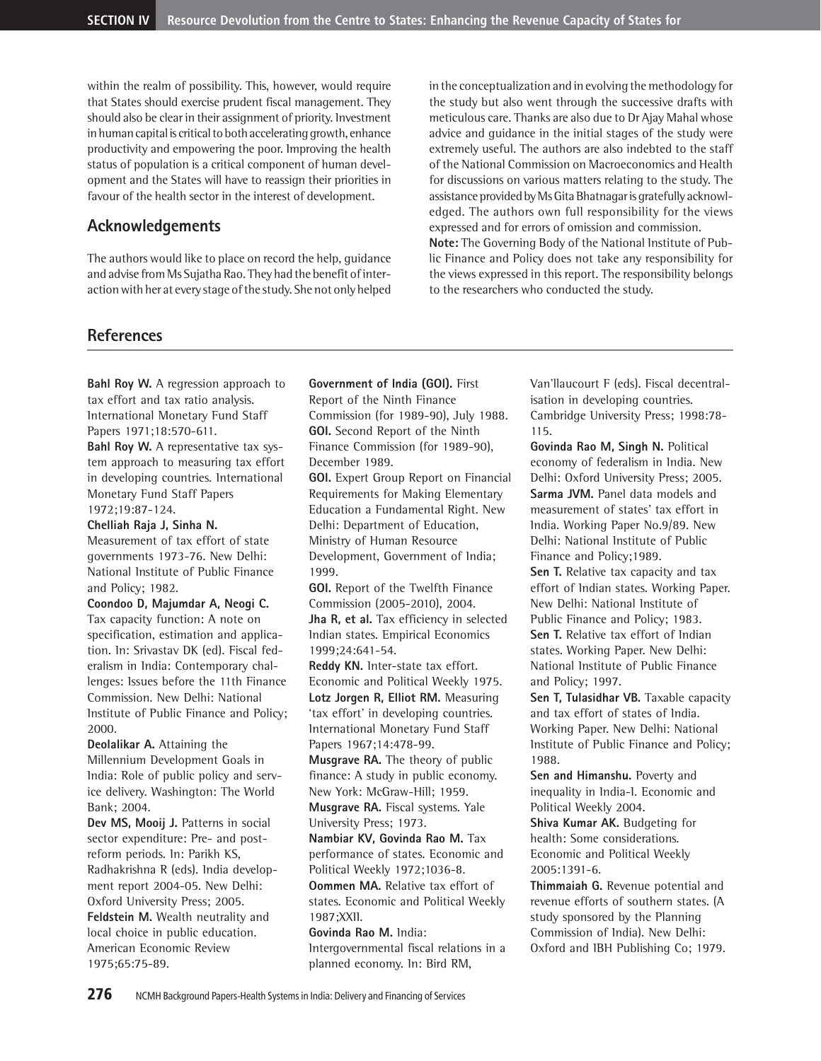within the realm of possibility. This, however, would require that States should exercise prudent fiscal management. They should also be clear in their assignment of priority. Investment in human capital is critical to both accelerating growth, enhance productivity and empowering the poor. Improving the health status of population is a critical component of human development and the States will have to reassign their priorities in favour of the health sector in the interest of development.

## Acknowledgements

The authors would like to place on record the help, guidance and advise from Ms Sujatha Rao. They had the benefit of interaction with her at every stage of the study. She not only helped in the conceptualization and in evolving the methodology for the study but also went through the successive drafts with meticulous care. Thanks are also due to Dr Ajay Mahal whose advice and guidance in the initial stages of the study were extremely useful. The authors are also indebted to the staff of the National Commission on Macroeconomics and Health for discussions on various matters relating to the study. The assistance provided by Ms Gita Bhatnagar is gratefully acknowledged. The authors own full responsibility for the views expressed and for errors of omission and commission.

**Note:** The Governing Body of the National Institute of Public Finance and Policy does not take any responsibility for the views expressed in this report. The responsibility belongs to the researchers who conducted the study.

## References

**Bahl Roy W.** A regression approach to tax effort and tax ratio analysis. International Monetary Fund Staff Papers 1971;18:570-611.

**Bahl Roy W.** A representative tax system approach to measuring tax effort in developing countries. International Monetary Fund Staff Papers 1972;19:87-124.

**Chelliah Raja J, Sinha N.** Measurement of tax effort of state governments 1973-76. New Delhi: National Institute of Public Finance and Policy; 1982.

**Coondoo D, Majumdar A, Neogi C.** Tax capacity function: A note on specification, estimation and application. In: Srivastav DK (ed). Fiscal federalism in India: Contemporary challenges: Issues before the 11th Finance Commission. New Delhi: National Institute of Public Finance and Policy; 2000.

**Deolalikar A.** Attaining the Millennium Development Goals in India: Role of public policy and service delivery. Washington: The World Bank; 2004.

**Dev MS, Mooij J.** Patterns in social sector expenditure: Pre- and post-reform periods. In: Parikh KS, Radhakrishna R (eds). India development report 2004-05. New Delhi: Oxford University Press; 2005.

**Feldstein M.** Wealth neutrality and local choice in public education. American Economic Review 1975;65:75-89.

**Government of India (GOI).** First Report of the Ninth Finance Commission (for 1989-90), July 1988.

**GOI.** Second Report of the Ninth Finance Commission (for 1989-90), December 1989.

**GOI.** Expert Group Report on Financial Requirements for Making Elementary Education a Fundamental Right. New Delhi: Department of Education, Ministry of Human Resource Development, Government of India; 1999.

**GOI.** Report of the Twelfth Finance Commission (2005-2010), 2004.

**Jha R, et al.** Tax efficiency in selected Indian states. Empirical Economics 1999;24:641-54.

**Reddy KN.** Inter-state tax effort. Economic and Political Weekly 1975.

**Lotz Jorgen R, Elliot RM.** Measuring 'tax effort' in developing countries. International Monetary Fund Staff Papers 1967;14:478-99.

**Musgrave RA.** The theory of public finance: A study in public economy. New York: McGraw-Hill; 1959.

**Musgrave RA.** Fiscal systems. Yale University Press; 1973.

**Nambiar KV, Govinda Rao M.** Tax performance of states. Economic and Political Weekly 1972;1036-8.

**Oommen MA.** Relative tax effort of states. Economic and Political Weekly 1987;XXII.

**Govinda Rao M.** India: Intergovernmental fiscal relations in a planned economy. In: Bird RM, Van'llaucourt F (eds). Fiscal decentralisation in developing countries. Cambridge University Press; 1998:78-115.

**Govinda Rao M, Singh N.** Political economy of federalism in India. New Delhi: Oxford University Press; 2005.

**Sarma JVM.** Panel data models and measurement of states' tax effort in India. Working Paper No.9/89. New Delhi: National Institute of Public Finance and Policy;1989.

**Sen T.** Relative tax capacity and tax effort of Indian states. Working Paper. New Delhi: National Institute of Public Finance and Policy; 1983.

**Sen T.** Relative tax effort of Indian states. Working Paper. New Delhi: National Institute of Public Finance and Policy; 1997.

**Sen T, Tulasidhar VB.** Taxable capacity and tax effort of states of India. Working Paper. New Delhi: National Institute of Public Finance and Policy; 1988.

**Sen and Himanshu.** Poverty and inequality in India-I. Economic and Political Weekly 2004.

**Shiva Kumar AK.** Budgeting for health: Some considerations. Economic and Political Weekly 2005:1391-6.

**Thimmaiah G.** Revenue potential and revenue efforts of southern states. (A study sponsored by the Planning Commission of India). New Delhi: Oxford and IBH Publishing Co; 1979.